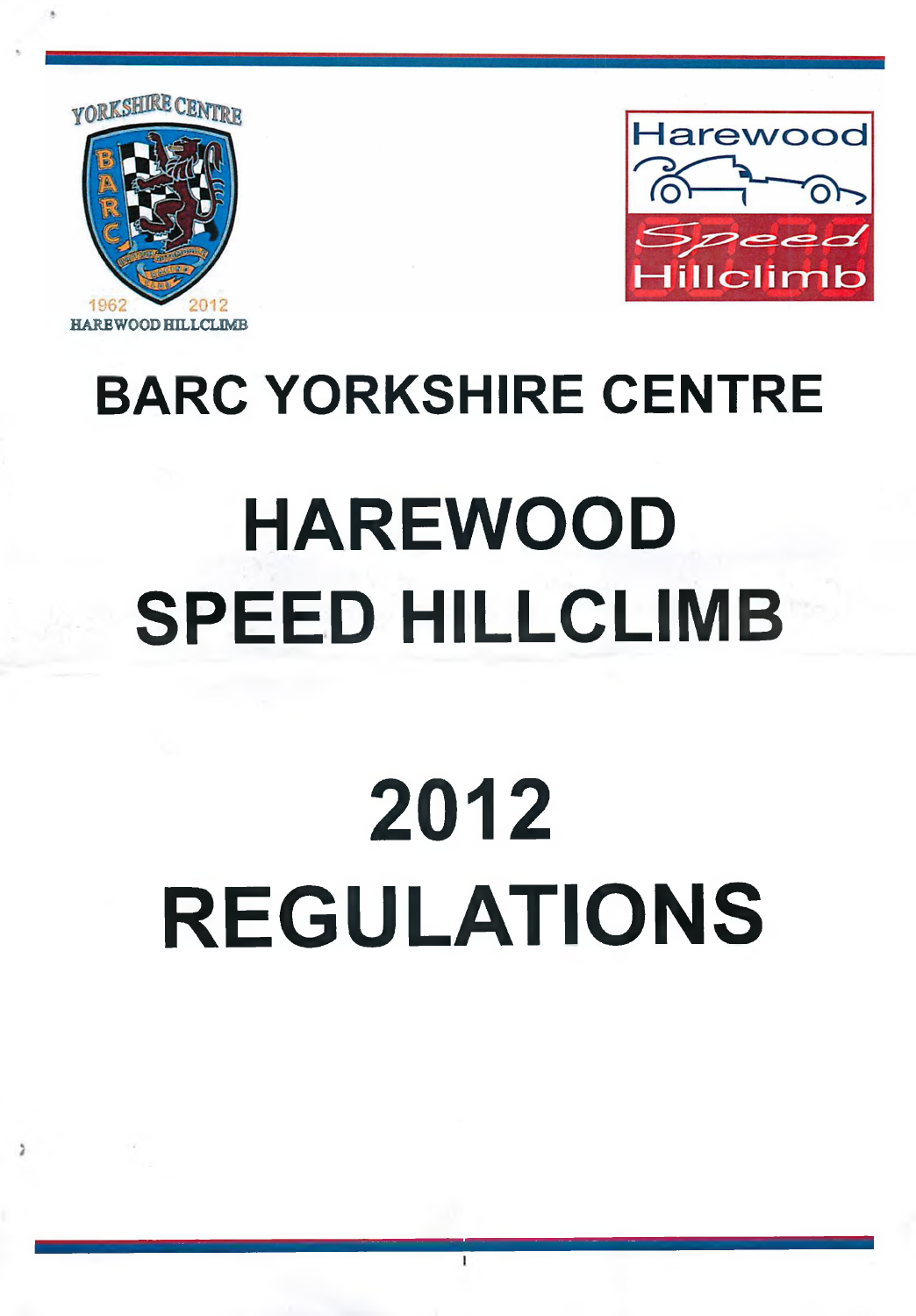YORKSHIRE CENTRE

1962 2012
HAREWOOD HILLCLIMB

Harewood Speed Hillclimb

# BARC YORKSHIRE CENTRE

# HAREWOOD SPEED HILLCLIMB

# 2012 REGULATIONS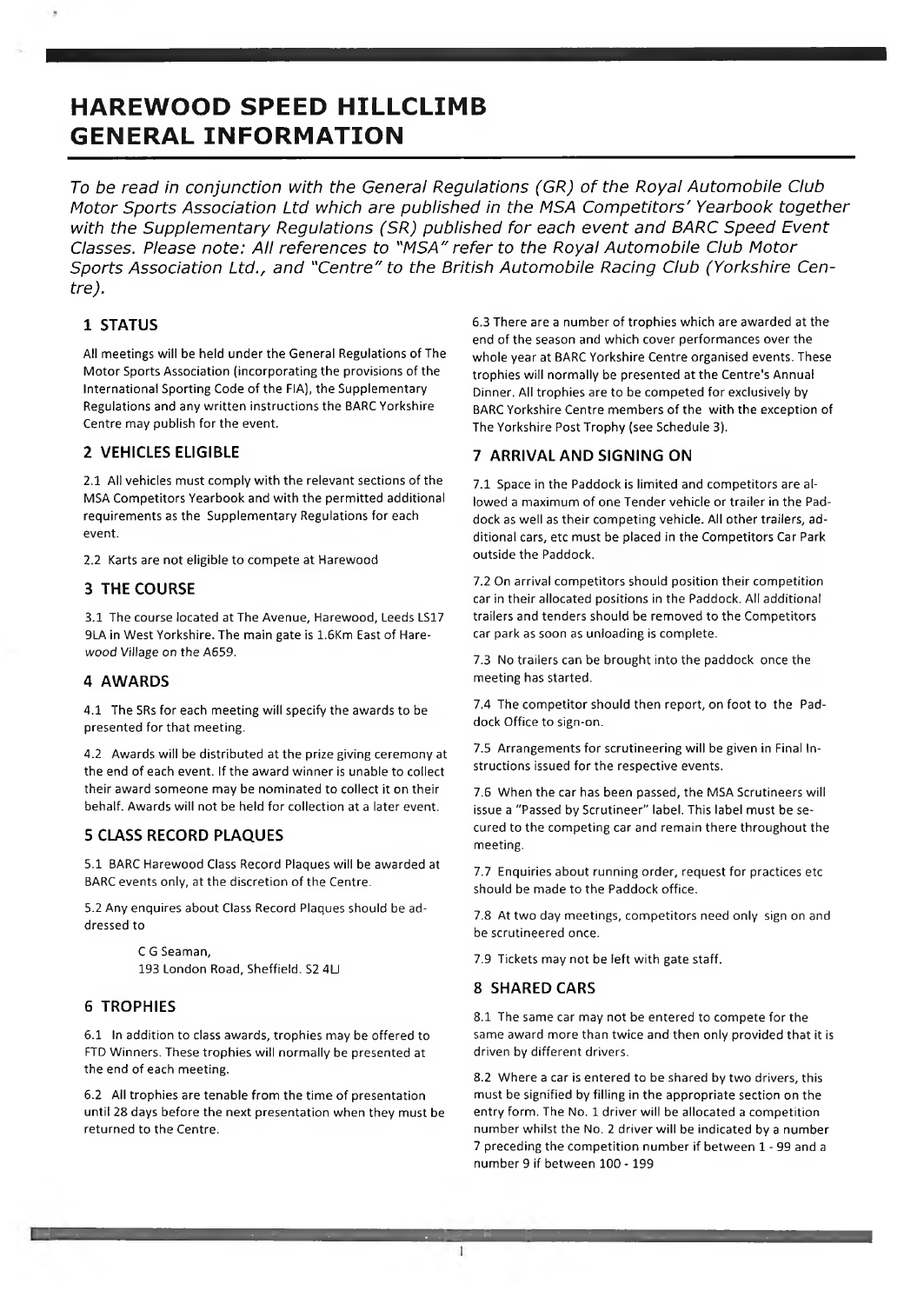# HAREWOOD SPEED HILLCLIMB GENERAL INFORMATION

*To be read in conjunction with the General Regulations (GR) of the Royal Automobile Club Motor Sports Association Ltd which are published in the MSA Competitors' Yearbook together with the Supplementary Regulations (SR) published for each event and BARC Speed Event Classes. Please note: All references to "MSA" refer to the Royal Automobile Club Motor Sports Association Ltd., and "Centre" to the British Automobile Racing Club (Yorkshire Centre).*

## 1 STATUS

All meetings will be held under the General Regulations of The Motor Sports Association (incorporating the provisions of the International Sporting Code of the FIA), the Supplementary Regulations and any written instructions the BARC Yorkshire Centre may publish for the event.

## 2 VEHICLES ELIGIBLE

2.1 All vehicles must comply with the relevant sections of the MSA Competitors Yearbook and with the permitted additional requirements as the Supplementary Regulations for each event.

2.2 Karts are not eligible to compete at Harewood

## 3 THE COURSE

3.1 The course located at The Avenue, Harewood, Leeds LS17 9LA in West Yorkshire. The main gate is 1.6Km East of Harewood Village on the A659.

## 4 AWARDS

4.1 The SRs for each meeting will specify the awards to be presented for that meeting.

4.2 Awards will be distributed at the prize giving ceremony at the end of each event. If the award winner is unable to collect their award someone may be nominated to collect it on their behalf. Awards will not be held for collection at a later event.

## 5 CLASS RECORD PLAQUES

5.1 BARC Harewood Class Record Plaques will be awarded at BARC events only, at the discretion of the Centre.

5.2 Any enquires about Class Record Plaques should be addressed to

> C G Seaman,
> 193 London Road, Sheffield. S2 4LJ

## 6 TROPHIES

6.1 In addition to class awards, trophies may be offered to FTD Winners. These trophies will normally be presented at the end of each meeting.

6.2 All trophies are tenable from the time of presentation until 28 days before the next presentation when they must be returned to the Centre.

6.3 There are a number of trophies which are awarded at the end of the season and which cover performances over the whole year at BARC Yorkshire Centre organised events. These trophies will normally be presented at the Centre's Annual Dinner. All trophies are to be competed for exclusively by BARC Yorkshire Centre members of the with the exception of The Yorkshire Post Trophy (see Schedule 3).

## 7 ARRIVAL AND SIGNING ON

7.1 Space in the Paddock is limited and competitors are allowed a maximum of one Tender vehicle or trailer in the Paddock as well as their competing vehicle. All other trailers, additional cars, etc must be placed in the Competitors Car Park outside the Paddock.

7.2 On arrival competitors should position their competition car in their allocated positions in the Paddock. All additional trailers and tenders should be removed to the Competitors car park as soon as unloading is complete.

7.3 No trailers can be brought into the paddock once the meeting has started.

7.4 The competitor should then report, on foot to the Paddock Office to sign-on.

7.5 Arrangements for scrutineering will be given in Final Instructions issued for the respective events.

7.6 When the car has been passed, the MSA Scrutineers will issue a "Passed by Scrutineer" label. This label must be secured to the competing car and remain there throughout the meeting.

7.7 Enquiries about running order, request for practices etc should be made to the Paddock office.

7.8 At two day meetings, competitors need only sign on and be scrutineered once.

7.9 Tickets may not be left with gate staff.

## 8 SHARED CARS

8.1 The same car may not be entered to compete for the same award more than twice and then only provided that it is driven by different drivers.

8.2 Where a car is entered to be shared by two drivers, this must be signified by filling in the appropriate section on the entry form. The No. 1 driver will be allocated a competition number whilst the No. 2 driver will be indicated by a number 7 preceding the competition number if between 1 - 99 and a number 9 if between 100 - 199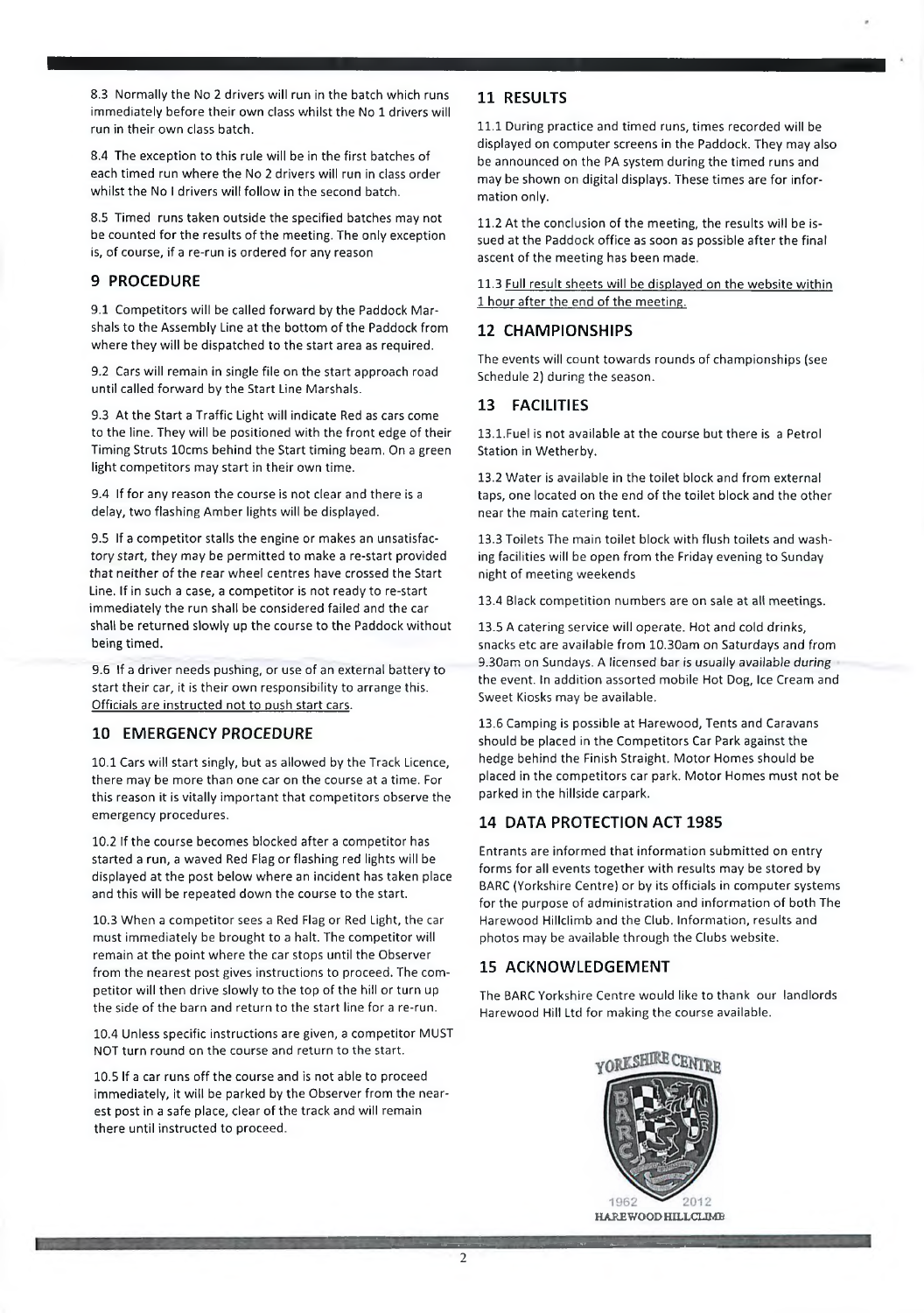8.3 Normally the No 2 drivers will run in the batch which runs immediately before their own class whilst the No 1 drivers will run in their own class batch.

8.4 The exception to this rule will be in the first batches of each timed run where the No 2 drivers will run in class order whilst the No I drivers will follow in the second batch.

8.5 Timed runs taken outside the specified batches may not be counted for the results of the meeting. The only exception is, of course, if a re-run is ordered for any reason

## 9 PROCEDURE

9.1 Competitors will be called forward by the Paddock Marshals to the Assembly Line at the bottom of the Paddock from where they will be dispatched to the start area as required.

9.2 Cars will remain in single file on the start approach road until called forward by the Start Line Marshals.

9.3 At the Start a Traffic Light will indicate Red as cars come to the line. They will be positioned with the front edge of their Timing Struts 10cms behind the Start timing beam. On a green light competitors may start in their own time.

9.4 If for any reason the course is not clear and there is a delay, two flashing Amber lights will be displayed.

9.5 If a competitor stalls the engine or makes an unsatisfactory start, they may be permitted to make a re-start provided that neither of the rear wheel centres have crossed the Start Line. If in such a case, a competitor is not ready to re-start immediately the run shall be considered failed and the car shall be returned slowly up the course to the Paddock without being timed.

9.6 If a driver needs pushing, or use of an external battery to start their car, it is their own responsibility to arrange this. Officials are instructed not to push start cars.

## 10 EMERGENCY PROCEDURE

10.1 Cars will start singly, but as allowed by the Track Licence, there may be more than one car on the course at a time. For this reason it is vitally important that competitors observe the emergency procedures.

10.2 If the course becomes blocked after a competitor has started a run, a waved Red Flag or flashing red lights will be displayed at the post below where an incident has taken place and this will be repeated down the course to the start.

10.3 When a competitor sees a Red Flag or Red Light, the car must immediately be brought to a halt. The competitor will remain at the point where the car stops until the Observer from the nearest post gives instructions to proceed. The competitor will then drive slowly to the top of the hill or turn up the side of the barn and return to the start line for a re-run.

10.4 Unless specific instructions are given, a competitor MUST NOT turn round on the course and return to the start.

10.5 If a car runs off the course and is not able to proceed immediately, it will be parked by the Observer from the nearest post in a safe place, clear of the track and will remain there until instructed to proceed.

## 11 RESULTS

11.1 During practice and timed runs, times recorded will be displayed on computer screens in the Paddock. They may also be announced on the PA system during the timed runs and may be shown on digital displays. These times are for information only.

11.2 At the conclusion of the meeting, the results will be issued at the Paddock office as soon as possible after the final ascent of the meeting has been made.

11.3 Full result sheets will be displayed on the website within 1 hour after the end of the meeting.

## 12 CHAMPIONSHIPS

The events will count towards rounds of championships (see Schedule 2) during the season.

## 13 FACILITIES

13.1.Fuel is not available at the course but there is a Petrol Station in Wetherby.

13.2 Water is available in the toilet block and from external taps, one located on the end of the toilet block and the other near the main catering tent.

13.3 Toilets The main toilet block with flush toilets and washing facilities will be open from the Friday evening to Sunday night of meeting weekends

13.4 Black competition numbers are on sale at all meetings.

13.5 A catering service will operate. Hot and cold drinks, snacks etc are available from 10.30am on Saturdays and from 9.30am on Sundays. A licensed bar is usually available during the event. In addition assorted mobile Hot Dog, Ice Cream and Sweet Kiosks may be available.

13.6 Camping is possible at Harewood, Tents and Caravans should be placed in the Competitors Car Park against the hedge behind the Finish Straight. Motor Homes should be placed in the competitors car park. Motor Homes must not be parked in the hillside carpark.

## 14 DATA PROTECTION ACT 1985

Entrants are informed that information submitted on entry forms for all events together with results may be stored by BARC (Yorkshire Centre) or by its officials in computer systems for the purpose of administration and information of both The Harewood Hillclimb and the Club. Information, results and photos may be available through the Clubs website.

## 15 ACKNOWLEDGEMENT

The BARC Yorkshire Centre would like to thank our landlords Harewood Hill Ltd for making the course available.

YORKSHIRE CENTRE

1962 2012

HAREWOOD HILLCLIMB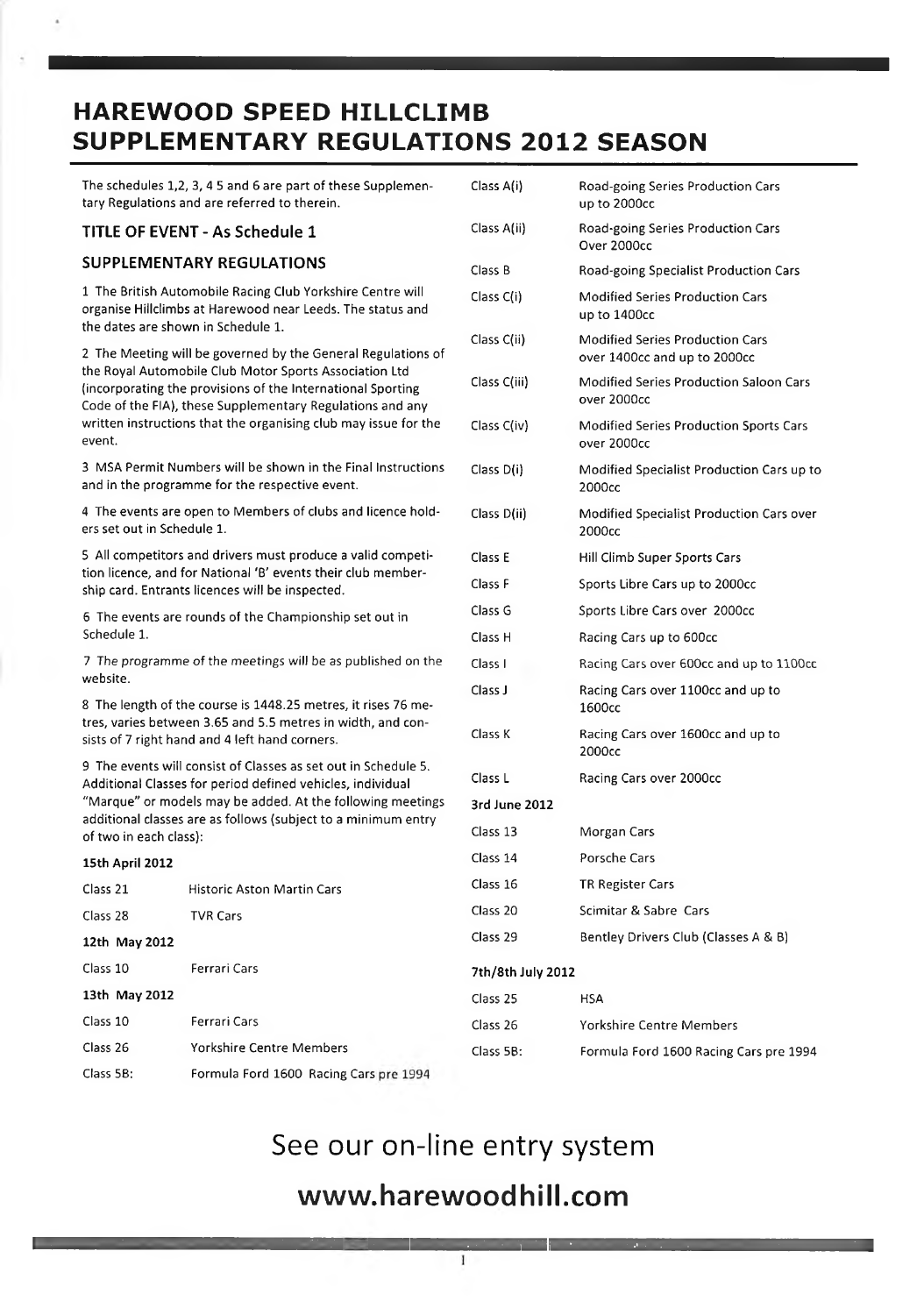# HAREWOOD SPEED HILLCLIMB SUPPLEMENTARY REGULATIONS 2012 SEASON

The schedules 1,2, 3, 4 5 and 6 are part of these Supplementary Regulations and are referred to therein.

## TITLE OF EVENT - As Schedule 1

## SUPPLEMENTARY REGULATIONS

1 The British Automobile Racing Club Yorkshire Centre will organise Hillclimbs at Harewood near Leeds. The status and the dates are shown in Schedule 1.

2 The Meeting will be governed by the General Regulations of the Royal Automobile Club Motor Sports Association Ltd (incorporating the provisions of the International Sporting Code of the FIA), these Supplementary Regulations and any written instructions that the organising club may issue for the event.

3 MSA Permit Numbers will be shown in the Final Instructions and in the programme for the respective event.

4 The events are open to Members of clubs and licence holders set out in Schedule 1.

5 All competitors and drivers must produce a valid competition licence, and for National 'B' events their club membership card. Entrants licences will be inspected.

6 The events are rounds of the Championship set out in Schedule 1.

7 The programme of the meetings will be as published on the website.

8 The length of the course is 1448.25 metres, it rises 76 metres, varies between 3.65 and 5.5 metres in width, and consists of 7 right hand and 4 left hand corners.

9 The events will consist of Classes as set out in Schedule 5. Additional Classes for period defined vehicles, individual "Marque" or models may be added. At the following meetings additional classes are as follows (subject to a minimum entry of two in each class):

**15th April 2012**

| | |
|---|---|
| Class 21 | Historic Aston Martin Cars |
| Class 28 | TVR Cars |

**12th May 2012**

| | |
|---|---|
| Class 10 | Ferrari Cars |

**13th May 2012**

| | |
|---|---|
| Class 10 | Ferrari Cars |
| Class 26 | Yorkshire Centre Members |
| Class 5B: | Formula Ford 1600 Racing Cars pre 1994 |

| | |
|---|---|
| Class A(i) | Road-going Series Production Cars up to 2000cc |
| Class A(ii) | Road-going Series Production Cars Over 2000cc |
| Class B | Road-going Specialist Production Cars |
| Class C(i) | Modified Series Production Cars up to 1400cc |
| Class C(ii) | Modified Series Production Cars over 1400cc and up to 2000cc |
| Class C(iii) | Modified Series Production Saloon Cars over 2000cc |
| Class C(iv) | Modified Series Production Sports Cars over 2000cc |
| Class D(i) | Modified Specialist Production Cars up to 2000cc |
| Class D(ii) | Modified Specialist Production Cars over 2000cc |
| Class E | Hill Climb Super Sports Cars |
| Class F | Sports Libre Cars up to 2000cc |
| Class G | Sports Libre Cars over 2000cc |
| Class H | Racing Cars up to 600cc |
| Class I | Racing Cars over 600cc and up to 1100cc |
| Class J | Racing Cars over 1100cc and up to 1600cc |
| Class K | Racing Cars over 1600cc and up to 2000cc |
| Class L | Racing Cars over 2000cc |

**3rd June 2012**

| | |
|---|---|
| Class 13 | Morgan Cars |
| Class 14 | Porsche Cars |
| Class 16 | TR Register Cars |
| Class 20 | Scimitar & Sabre Cars |
| Class 29 | Bentley Drivers Club (Classes A & B) |

**7th/8th July 2012**

| | |
|---|---|
| Class 25 | HSA |
| Class 26 | Yorkshire Centre Members |
| Class 5B: | Formula Ford 1600 Racing Cars pre 1994 |

## See our on-line entry system

## www.harewoodhill.com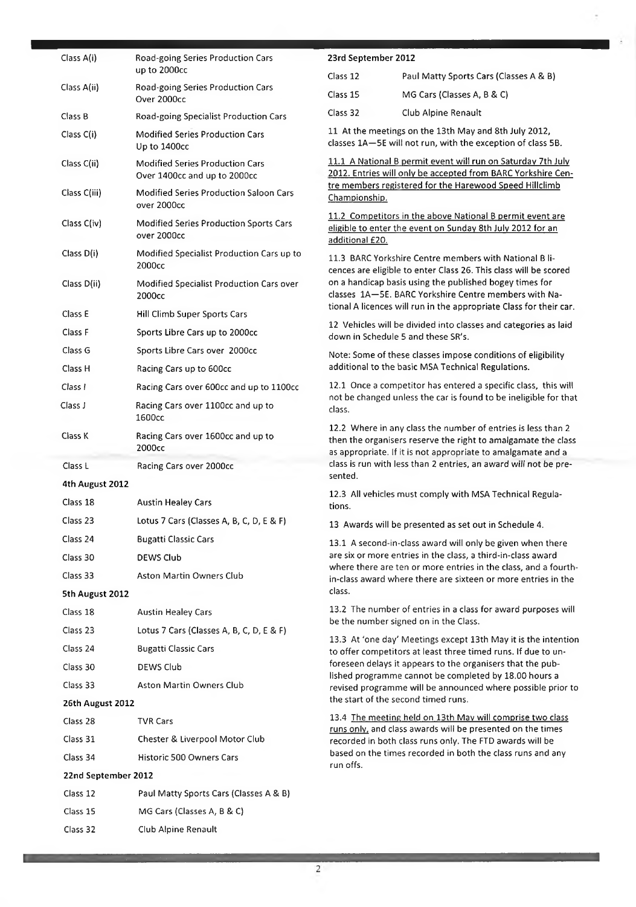| | |
|---|---|
| Class A(i) | Road-going Series Production Cars up to 2000cc |
| Class A(ii) | Road-going Series Production Cars Over 2000cc |
| Class B | Road-going Specialist Production Cars |
| Class C(i) | Modified Series Production Cars Up to 1400cc |
| Class C(ii) | Modified Series Production Cars Over 1400cc and up to 2000cc |
| Class C(iii) | Modified Series Production Saloon Cars over 2000cc |
| Class C(iv) | Modified Series Production Sports Cars over 2000cc |
| Class D(i) | Modified Specialist Production Cars up to 2000cc |
| Class D(ii) | Modified Specialist Production Cars over 2000cc |
| Class E | Hill Climb Super Sports Cars |
| Class F | Sports Libre Cars up to 2000cc |
| Class G | Sports Libre Cars over 2000cc |
| Class H | Racing Cars up to 600cc |
| Class I | Racing Cars over 600cc and up to 1100cc |
| Class J | Racing Cars over 1100cc and up to 1600cc |
| Class K | Racing Cars over 1600cc and up to 2000cc |
| Class L | Racing Cars over 2000cc |

**4th August 2012**

| | |
|---|---|
| Class 18 | Austin Healey Cars |
| Class 23 | Lotus 7 Cars (Classes A, B, C, D, E & F) |
| Class 24 | Bugatti Classic Cars |
| Class 30 | DEWS Club |
| Class 33 | Aston Martin Owners Club |

**5th August 2012**

| | |
|---|---|
| Class 18 | Austin Healey Cars |
| Class 23 | Lotus 7 Cars (Classes A, B, C, D, E & F) |
| Class 24 | Bugatti Classic Cars |
| Class 30 | DEWS Club |
| Class 33 | Aston Martin Owners Club |

**26th August 2012**

| | |
|---|---|
| Class 28 | TVR Cars |
| Class 31 | Chester & Liverpool Motor Club |
| Class 34 | Historic 500 Owners Cars |

**22nd September 2012**

| | |
|---|---|
| Class 12 | Paul Matty Sports Cars (Classes A & B) |
| Class 15 | MG Cars (Classes A, B & C) |
| Class 32 | Club Alpine Renault |

**23rd September 2012**

| | |
|---|---|
| Class 12 | Paul Matty Sports Cars (Classes A & B) |
| Class 15 | MG Cars (Classes A, B & C) |
| Class 32 | Club Alpine Renault |

11 At the meetings on the 13th May and 8th July 2012, classes 1A—5E will not run, with the exception of class 5B.

11.1 A National B permit event will run on Saturday 7th July 2012. Entries will only be accepted from BARC Yorkshire Centre members registered for the Harewood Speed Hillclimb Championship.

11.2 Competitors in the above National B permit event are eligible to enter the event on Sunday 8th July 2012 for an additional £20.

11.3 BARC Yorkshire Centre members with National B licences are eligible to enter Class 26. This class will be scored on a handicap basis using the published bogey times for classes 1A—5E. BARC Yorkshire Centre members with National A licences will run in the appropriate Class for their car.

12 Vehicles will be divided into classes and categories as laid down in Schedule 5 and these SR's.

Note: Some of these classes impose conditions of eligibility additional to the basic MSA Technical Regulations.

12.1 Once a competitor has entered a specific class, this will not be changed unless the car is found to be ineligible for that class.

12.2 Where in any class the number of entries is less than 2 then the organisers reserve the right to amalgamate the class as appropriate. If it is not appropriate to amalgamate and a class is run with less than 2 entries, an award will not be presented.

12.3 All vehicles must comply with MSA Technical Regulations.

13 Awards will be presented as set out in Schedule 4.

13.1 A second-in-class award will only be given when there are six or more entries in the class, a third-in-class award where there are ten or more entries in the class, and a fourth-in-class award where there are sixteen or more entries in the class.

13.2 The number of entries in a class for award purposes will be the number signed on in the Class.

13.3 At 'one day' Meetings except 13th May it is the intention to offer competitors at least three timed runs. If due to unforeseen delays it appears to the organisers that the published programme cannot be completed by 18.00 hours a revised programme will be announced where possible prior to the start of the second timed runs.

13.4 The meeting held on 13th May will comprise two class runs only, and class awards will be presented on the times recorded in both class runs only. The FTD awards will be based on the times recorded in both the class runs and any run offs.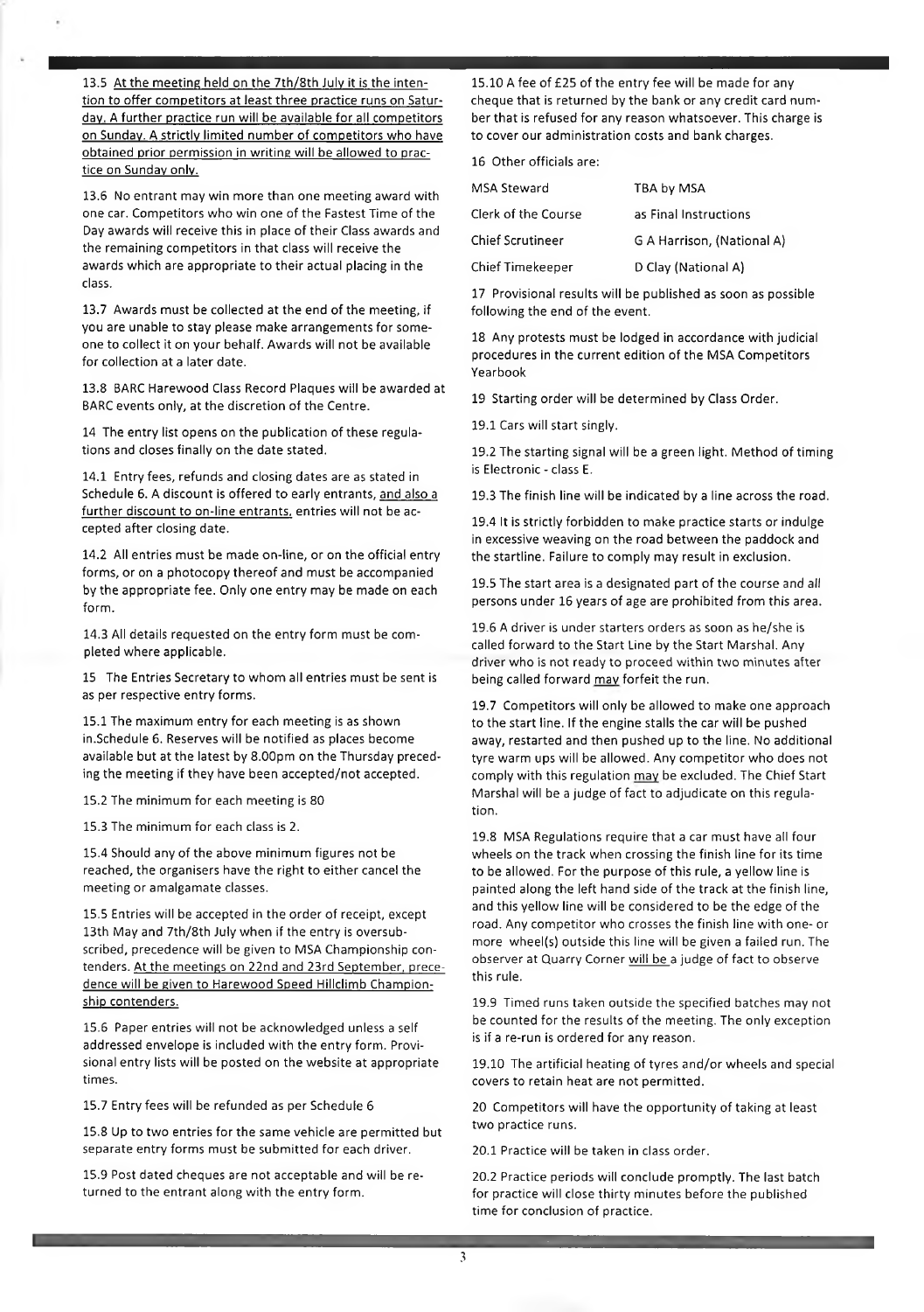13.5 <u>At the meeting held on the 7th/8th July it is the intention to offer competitors at least three practice runs on Saturday. A further practice run will be available for all competitors on Sunday. A strictly limited number of competitors who have obtained prior permission in writing will be allowed to practice on Sunday only.</u>

13.6 No entrant may win more than one meeting award with one car. Competitors who win one of the Fastest Time of the Day awards will receive this in place of their Class awards and the remaining competitors in that class will receive the awards which are appropriate to their actual placing in the class.

13.7 Awards must be collected at the end of the meeting, if you are unable to stay please make arrangements for someone to collect it on your behalf. Awards will not be available for collection at a later date.

13.8 BARC Harewood Class Record Plaques will be awarded at BARC events only, at the discretion of the Centre.

14 The entry list opens on the publication of these regulations and closes finally on the date stated.

14.1 Entry fees, refunds and closing dates are as stated in Schedule 6. A discount is offered to early entrants, <u>and also a further discount to on-line entrants,</u> entries will not be accepted after closing date.

14.2 All entries must be made on-line, or on the official entry forms, or on a photocopy thereof and must be accompanied by the appropriate fee. Only one entry may be made on each form.

14.3 All details requested on the entry form must be completed where applicable.

15 The Entries Secretary to whom all entries must be sent is as per respective entry forms.

15.1 The maximum entry for each meeting is as shown in.Schedule 6. Reserves will be notified as places become available but at the latest by 8.00pm on the Thursday preceding the meeting if they have been accepted/not accepted.

15.2 The minimum for each meeting is 80

15.3 The minimum for each class is 2.

15.4 Should any of the above minimum figures not be reached, the organisers have the right to either cancel the meeting or amalgamate classes.

15.5 Entries will be accepted in the order of receipt, except 13th May and 7th/8th July when if the entry is oversubscribed, precedence will be given to MSA Championship contenders. <u>At the meetings on 22nd and 23rd September, precedence will be given to Harewood Speed Hillclimb Championship contenders.</u>

15.6 Paper entries will not be acknowledged unless a self addressed envelope is included with the entry form. Provisional entry lists will be posted on the website at appropriate times.

15.7 Entry fees will be refunded as per Schedule 6

15.8 Up to two entries for the same vehicle are permitted but separate entry forms must be submitted for each driver.

15.9 Post dated cheques are not acceptable and will be returned to the entrant along with the entry form.

15.10 A fee of £25 of the entry fee will be made for any cheque that is returned by the bank or any credit card number that is refused for any reason whatsoever. This charge is to cover our administration costs and bank charges.

16 Other officials are:

| | |
|---|---|
| MSA Steward | TBA by MSA |
| Clerk of the Course | as Final Instructions |
| Chief Scrutineer | G A Harrison, (National A) |
| Chief Timekeeper | D Clay (National A) |

17 Provisional results will be published as soon as possible following the end of the event.

18 Any protests must be lodged in accordance with judicial procedures in the current edition of the MSA Competitors Yearbook

19 Starting order will be determined by Class Order.

19.1 Cars will start singly.

19.2 The starting signal will be a green light. Method of timing is Electronic - class E.

19.3 The finish line will be indicated by a line across the road.

19.4 It is strictly forbidden to make practice starts or indulge in excessive weaving on the road between the paddock and the startline. Failure to comply may result in exclusion.

19.5 The start area is a designated part of the course and all persons under 16 years of age are prohibited from this area.

19.6 A driver is under starters orders as soon as he/she is called forward to the Start Line by the Start Marshal. Any driver who is not ready to proceed within two minutes after being called forward <u>may</u> forfeit the run.

19.7 Competitors will only be allowed to make one approach to the start line. If the engine stalls the car will be pushed away, restarted and then pushed up to the line. No additional tyre warm ups will be allowed. Any competitor who does not comply with this regulation <u>may</u> be excluded. The Chief Start Marshal will be a judge of fact to adjudicate on this regulation.

19.8 MSA Regulations require that a car must have all four wheels on the track when crossing the finish line for its time to be allowed. For the purpose of this rule, a yellow line is painted along the left hand side of the track at the finish line, and this yellow line will be considered to be the edge of the road. Any competitor who crosses the finish line with one- or more wheel(s) outside this line will be given a failed run. The observer at Quarry Corner <u>will be</u> a judge of fact to observe this rule.

19.9 Timed runs taken outside the specified batches may not be counted for the results of the meeting. The only exception is if a re-run is ordered for any reason.

19.10 The artificial heating of tyres and/or wheels and special covers to retain heat are not permitted.

20 Competitors will have the opportunity of taking at least two practice runs.

20.1 Practice will be taken in class order.

20.2 Practice periods will conclude promptly. The last batch for practice will close thirty minutes before the published time for conclusion of practice.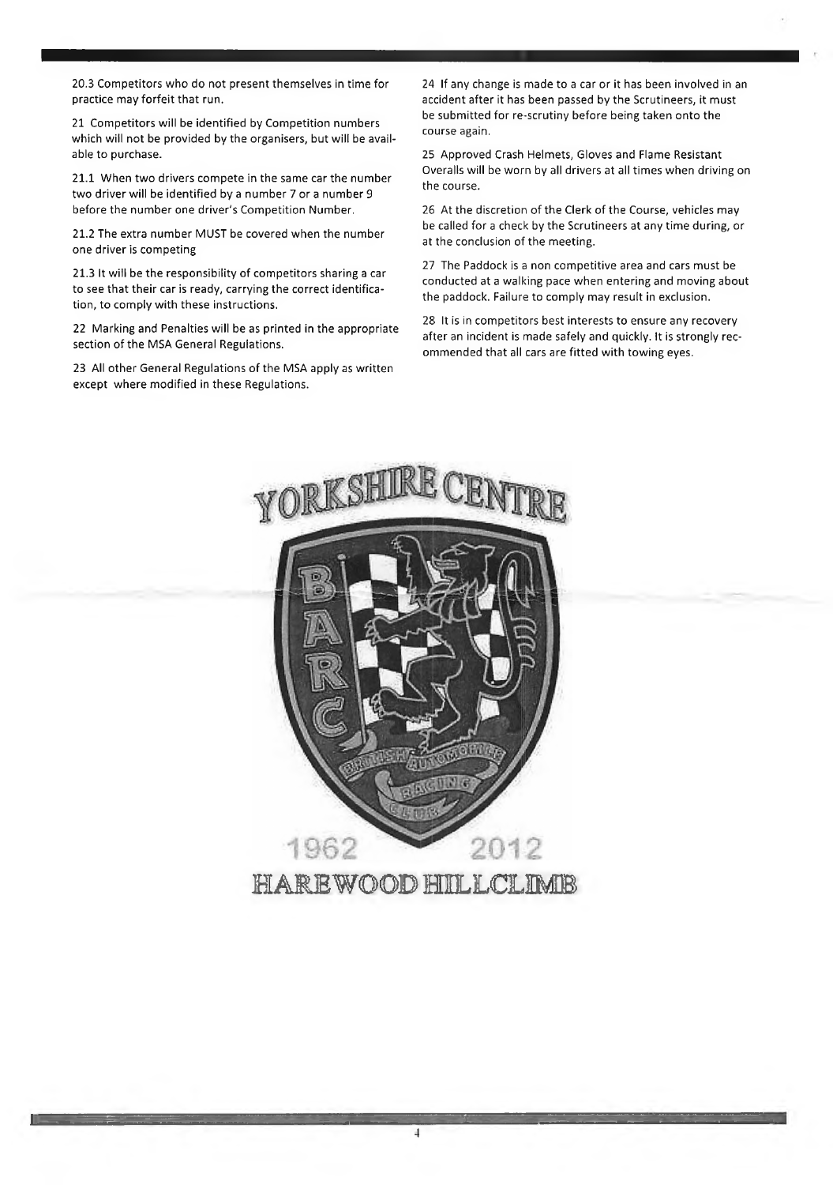20.3 Competitors who do not present themselves in time for practice may forfeit that run.

21 Competitors will be identified by Competition numbers which will not be provided by the organisers, but will be available to purchase.

21.1 When two drivers compete in the same car the number two driver will be identified by a number 7 or a number 9 before the number one driver's Competition Number.

21.2 The extra number MUST be covered when the number one driver is competing

21.3 It will be the responsibility of competitors sharing a car to see that their car is ready, carrying the correct identification, to comply with these instructions.

22 Marking and Penalties will be as printed in the appropriate section of the MSA General Regulations.

23 All other General Regulations of the MSA apply as written except where modified in these Regulations.

24 If any change is made to a car or it has been involved in an accident after it has been passed by the Scrutineers, it must be submitted for re-scrutiny before being taken onto the course again.

25 Approved Crash Helmets, Gloves and Flame Resistant Overalls will be worn by all drivers at all times when driving on the course.

26 At the discretion of the Clerk of the Course, vehicles may be called for a check by the Scrutineers at any time during, or at the conclusion of the meeting.

27 The Paddock is a non competitive area and cars must be conducted at a walking pace when entering and moving about the paddock. Failure to comply may result in exclusion.

28 It is in competitors best interests to ensure any recovery after an incident is made safely and quickly. It is strongly recommended that all cars are fitted with towing eyes.

YORKSHIRE CENTRE

BARC

BRITISH AUTOMOBILE RACING CLUB

1962 2012

HAREWOOD HILLCLIMB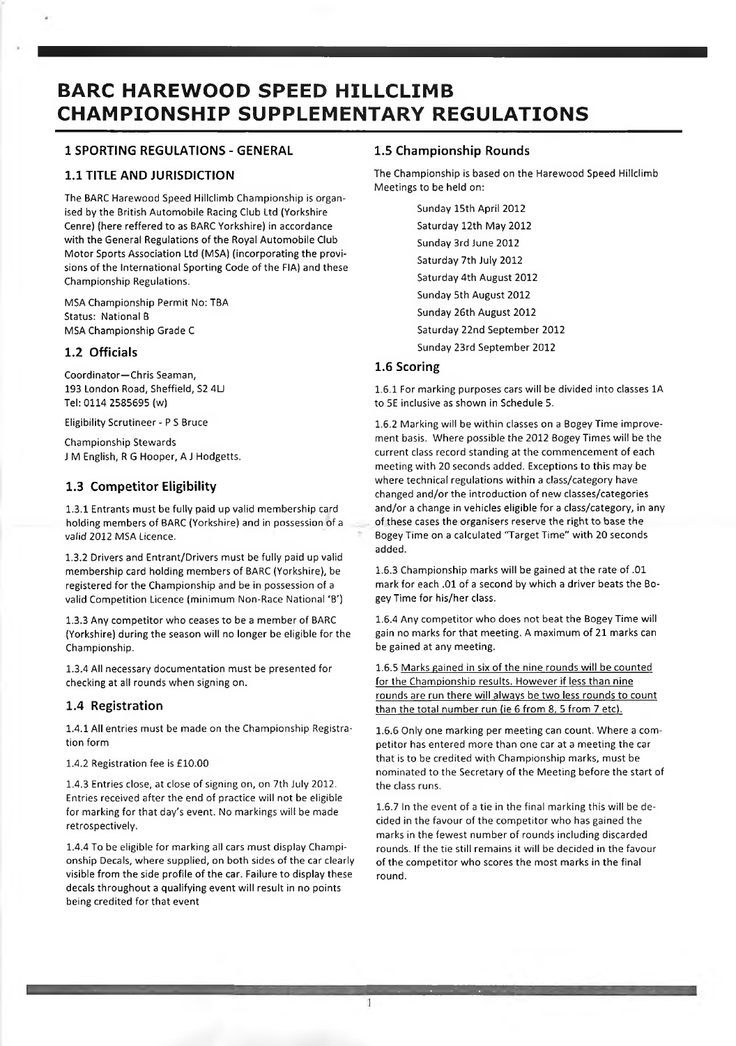# BARC HAREWOOD SPEED HILLCLIMB CHAMPIONSHIP SUPPLEMENTARY REGULATIONS

## 1 SPORTING REGULATIONS - GENERAL

### 1.1 TITLE AND JURISDICTION

The BARC Harewood Speed Hillclimb Championship is organised by the British Automobile Racing Club Ltd (Yorkshire Cenre) (here reffered to as BARC Yorkshire) in accordance with the General Regulations of the Royal Automobile Club Motor Sports Association Ltd (MSA) (incorporating the provisions of the International Sporting Code of the FIA) and these Championship Regulations.

MSA Championship Permit No: TBA
Status: National B
MSA Championship Grade C

### 1.2 Officials

Coordinator—Chris Seaman,
193 London Road, Sheffield, S2 4LJ
Tel: 0114 2585695 (w)

Eligibility Scrutineer - P S Bruce

Championship Stewards
J M English, R G Hooper, A J Hodgetts.

### 1.3 Competitor Eligibility

1.3.1 Entrants must be fully paid up valid membership card holding members of BARC (Yorkshire) and in possession of a valid 2012 MSA Licence.

1.3.2 Drivers and Entrant/Drivers must be fully paid up valid membership card holding members of BARC (Yorkshire), be registered for the Championship and be in possession of a valid Competition Licence (minimum Non-Race National 'B')

1.3.3 Any competitor who ceases to be a member of BARC (Yorkshire) during the season will no longer be eligible for the Championship.

1.3.4 All necessary documentation must be presented for checking at all rounds when signing on.

### 1.4 Registration

1.4.1 All entries must be made on the Championship Registration form

1.4.2 Registration fee is £10.00

1.4.3 Entries close, at close of signing on, on 7th July 2012. Entries received after the end of practice will not be eligible for marking for that day's event. No markings will be made retrospectively.

1.4.4 To be eligible for marking all cars must display Championship Decals, where supplied, on both sides of the car clearly visible from the side profile of the car. Failure to display these decals throughout a qualifying event will result in no points being credited for that event

### 1.5 Championship Rounds

The Championship is based on the Harewood Speed Hillclimb Meetings to be held on:

- Sunday 15th April 2012
- Saturday 12th May 2012
- Sunday 3rd June 2012
- Saturday 7th July 2012
- Saturday 4th August 2012
- Sunday 5th August 2012
- Sunday 26th August 2012
- Saturday 22nd September 2012
- Sunday 23rd September 2012

### 1.6 Scoring

1.6.1 For marking purposes cars will be divided into classes 1A to 5E inclusive as shown in Schedule 5.

1.6.2 Marking will be within classes on a Bogey Time improvement basis. Where possible the 2012 Bogey Times will be the current class record standing at the commencement of each meeting with 20 seconds added. Exceptions to this may be where technical regulations within a class/category have changed and/or the introduction of new classes/categories and/or a change in vehicles eligible for a class/category, in any of these cases the organisers reserve the right to base the Bogey Time on a calculated "Target Time" with 20 seconds added.

1.6.3 Championship marks will be gained at the rate of .01 mark for each .01 of a second by which a driver beats the Bogey Time for his/her class.

1.6.4 Any competitor who does not beat the Bogey Time will gain no marks for that meeting. A maximum of 21 marks can be gained at any meeting.

1.6.5 Marks gained in six of the nine rounds will be counted for the Championship results. However if less than nine rounds are run there will always be two less rounds to count than the total number run (ie 6 from 8, 5 from 7 etc).

1.6.6 Only one marking per meeting can count. Where a competitor has entered more than one car at a meeting the car that is to be credited with Championship marks, must be nominated to the Secretary of the Meeting before the start of the class runs.

1.6.7 In the event of a tie in the final marking this will be decided in the favour of the competitor who has gained the marks in the fewest number of rounds including discarded rounds. If the tie still remains it will be decided in the favour of the competitor who scores the most marks in the final round.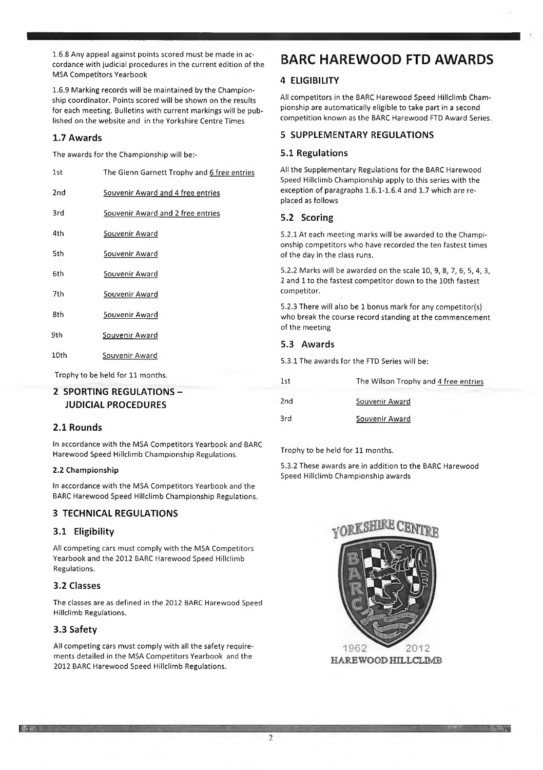1.6.8 Any appeal against points scored must be made in accordance with judicial procedures in the current edition of the MSA Competitors Yearbook

1.6.9 Marking records will be maintained by the Championship coordinator. Points scored will be shown on the results for each meeting. Bulletins with current markings will be published on the website and in the Yorkshire Centre Times

### 1.7 Awards

The awards for the Championship will be:-

| | |
|---|---|
| 1st | The Glenn Garnett Trophy and 6 free entries |
| 2nd | Souvenir Award and 4 free entries |
| 3rd | Souvenir Award and 2 free entries |
| 4th | Souvenir Award |
| 5th | Souvenir Award |
| 6th | Souvenir Award |
| 7th | Souvenir Award |
| 8th | Souvenir Award |
| 9th | Souvenir Award |
| 10th | Souvenir Award |

Trophy to be held for 11 months.

## 2 SPORTING REGULATIONS – JUDICIAL PROCEDURES

### 2.1 Rounds

In accordance with the MSA Competitors Yearbook and BARC Harewood Speed Hillclimb Championship Regulations.

#### 2.2 Championship

In accordance with the MSA Competitors Yearbook and the BARC Harewood Speed Hillclimb Championship Regulations.

## 3 TECHNICAL REGULATIONS

### 3.1 Eligibility

All competing cars must comply with the MSA Competitors Yearbook and the 2012 BARC Harewood Speed Hillclimb Regulations.

### 3.2 Classes

The classes are as defined in the 2012 BARC Harewood Speed Hillclimb Regulations.

### 3.3 Safety

All competing cars must comply with all the safety requirements detailed in the MSA Competitors Yearbook and the 2012 BARC Harewood Speed Hillclimb Regulations.

# BARC HAREWOOD FTD AWARDS

## 4 ELIGIBILITY

All competitors in the BARC Harewood Speed Hillclimb Championship are automatically eligible to take part in a second competition known as the BARC Harewood FTD Award Series.

## 5 SUPPLEMENTARY REGULATIONS

### 5.1 Regulations

All the Supplementary Regulations for the BARC Harewood Speed Hillclimb Championship apply to this series with the exception of paragraphs 1.6.1-1.6.4 and 1.7 which are replaced as follows

### 5.2 Scoring

5.2.1 At each meeting marks will be awarded to the Championship competitors who have recorded the ten fastest times of the day in the class runs.

5.2.2 Marks will be awarded on the scale 10, 9, 8, 7, 6, 5, 4, 3, 2 and 1 to the fastest competitor down to the 10th fastest competitor.

5.2.3 There will also be 1 bonus mark for any competitor(s) who break the course record standing at the commencement of the meeting

### 5.3 Awards

5.3.1 The awards for the FTD Series will be:

| | |
|---|---|
| 1st | The Wilson Trophy and 4 free entries |
| 2nd | Souvenir Award |
| 3rd | Souvenir Award |

Trophy to be held for 11 months.

5.3.2 These awards are in addition to the BARC Harewood Speed Hillclimb Championship awards

YORKSHIRE CENTRE

1962 2012

HAREWOOD HILLCLIMB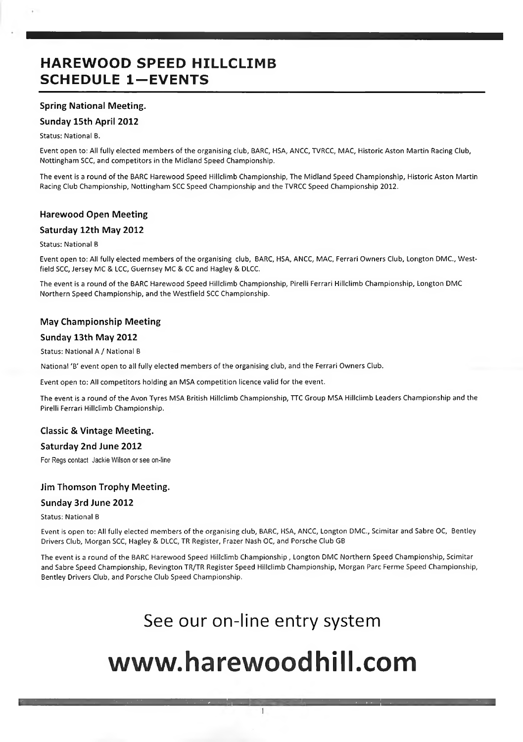# HAREWOOD SPEED HILLCLIMB
# SCHEDULE 1—EVENTS

### Spring National Meeting.

### Sunday 15th April 2012

Status: National B.

Event open to: All fully elected members of the organising club, BARC, HSA, ANCC, TVRCC, MAC, Historic Aston Martin Racing Club, Nottingham SCC, and competitors in the Midland Speed Championship.

The event is a round of the BARC Harewood Speed Hillclimb Championship, The Midland Speed Championship, Historic Aston Martin Racing Club Championship, Nottingham SCC Speed Championship and the TVRCC Speed Championship 2012.

### Harewood Open Meeting

### Saturday 12th May 2012

Status: National B

Event open to: All fully elected members of the organising club, BARC, HSA, ANCC, MAC, Ferrari Owners Club, Longton DMC., Westfield SCC, Jersey MC & LCC, Guernsey MC & CC and Hagley & DLCC.

The event is a round of the BARC Harewood Speed Hillclimb Championship, Pirelli Ferrari Hillclimb Championship, Longton DMC Northern Speed Championship, and the Westfield SCC Championship.

### May Championship Meeting

### Sunday 13th May 2012

Status: National A / National B

National 'B' event open to all fully elected members of the organising club, and the Ferrari Owners Club.

Event open to: All competitors holding an MSA competition licence valid for the event.

The event is a round of the Avon Tyres MSA British Hillclimb Championship, TTC Group MSA Hillclimb Leaders Championship and the Pirelli Ferrari Hillclimb Championship.

### Classic & Vintage Meeting.

### Saturday 2nd June 2012

For Regs contact Jackie Wilson or see on-line

### Jim Thomson Trophy Meeting.

### Sunday 3rd June 2012

Status: National B

Event is open to: All fully elected members of the organising club, BARC, HSA, ANCC, Longton DMC., Scimitar and Sabre OC, Bentley Drivers Club, Morgan SCC, Hagley & DLCC, TR Register, Frazer Nash OC, and Porsche Club GB

The event is a round of the BARC Harewood Speed Hillclimb Championship , Longton DMC Northern Speed Championship, Scimitar and Sabre Speed Championship, Revington TR/TR Register Speed Hillclimb Championship, Morgan Parc Ferme Speed Championship, Bentley Drivers Club, and Porsche Club Speed Championship.

## See our on-line entry system

# www.harewoodhill.com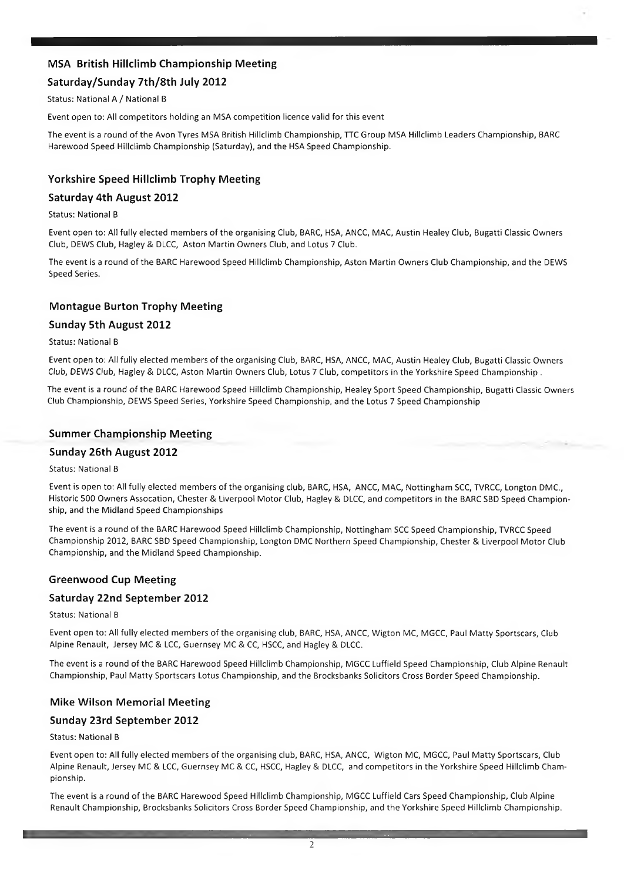## MSA British Hillclimb Championship Meeting

### Saturday/Sunday 7th/8th July 2012

Status: National A / National B

Event open to: All competitors holding an MSA competition licence valid for this event

The event is a round of the Avon Tyres MSA British Hillclimb Championship, TTC Group MSA Hillclimb Leaders Championship, BARC Harewood Speed Hillclimb Championship (Saturday), and the HSA Speed Championship.

## Yorkshire Speed Hillclimb Trophy Meeting

### Saturday 4th August 2012

Status: National B

Event open to: All fully elected members of the organising Club, BARC, HSA, ANCC, MAC, Austin Healey Club, Bugatti Classic Owners Club, DEWS Club, Hagley & DLCC, Aston Martin Owners Club, and Lotus 7 Club.

The event is a round of the BARC Harewood Speed Hillclimb Championship, Aston Martin Owners Club Championship, and the DEWS Speed Series.

## Montague Burton Trophy Meeting

### Sunday 5th August 2012

Status: National B

Event open to: All fully elected members of the organising Club, BARC, HSA, ANCC, MAC, Austin Healey Club, Bugatti Classic Owners Club, DEWS Club, Hagley & DLCC, Aston Martin Owners Club, Lotus 7 Club, competitors in the Yorkshire Speed Championship .

The event is a round of the BARC Harewood Speed Hillclimb Championship, Healey Sport Speed Championship, Bugatti Classic Owners Club Championship, DEWS Speed Series, Yorkshire Speed Championship, and the Lotus 7 Speed Championship

## Summer Championship Meeting

### Sunday 26th August 2012

Status: National B

Event is open to: All fully elected members of the organising club, BARC, HSA, ANCC, MAC, Nottingham SCC, TVRCC, Longton DMC., Historic 500 Owners Assocation, Chester & Liverpool Motor Club, Hagley & DLCC, and competitors in the BARC SBD Speed Championship, and the Midland Speed Championships

The event is a round of the BARC Harewood Speed Hillclimb Championship, Nottingham SCC Speed Championship, TVRCC Speed Championship 2012, BARC SBD Speed Championship, Longton DMC Northern Speed Championship, Chester & Liverpool Motor Club Championship, and the Midland Speed Championship.

## Greenwood Cup Meeting

### Saturday 22nd September 2012

Status: National B

Event open to: All fully elected members of the organising club, BARC, HSA, ANCC, Wigton MC, MGCC, Paul Matty Sportscars, Club Alpine Renault, Jersey MC & LCC, Guernsey MC & CC, HSCC, and Hagley & DLCC.

The event is a round of the BARC Harewood Speed Hillclimb Championship, MGCC Luffield Speed Championship, Club Alpine Renault Championship, Paul Matty Sportscars Lotus Championship, and the Brocksbanks Solicitors Cross Border Speed Championship.

## Mike Wilson Memorial Meeting

### Sunday 23rd September 2012

Status: National B

Event open to: All fully elected members of the organising club, BARC, HSA, ANCC, Wigton MC, MGCC, Paul Matty Sportscars, Club Alpine Renault, Jersey MC & LCC, Guernsey MC & CC, HSCC, Hagley & DLCC, and competitors in the Yorkshire Speed Hillclimb Championship.

The event is a round of the BARC Harewood Speed Hillclimb Championship, MGCC Luffield Cars Speed Championship, Club Alpine Renault Championship, Brocksbanks Solicitors Cross Border Speed Championship, and the Yorkshire Speed Hillclimb Championship.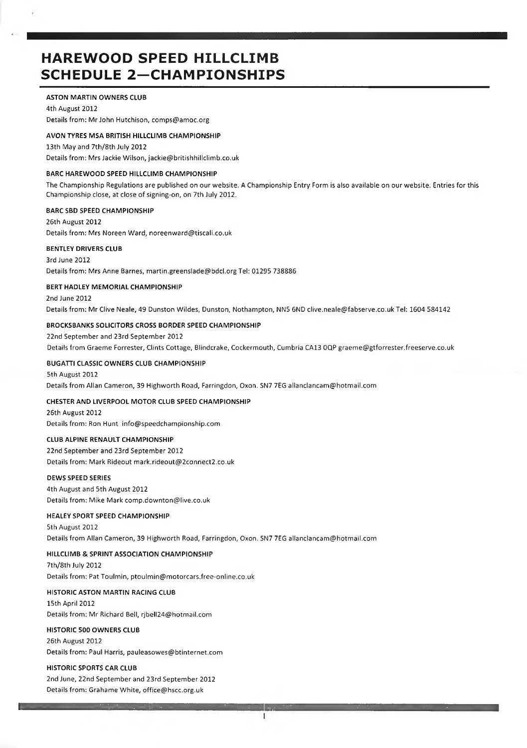# HAREWOOD SPEED HILLCLIMB SCHEDULE 2—CHAMPIONSHIPS

**ASTON MARTIN OWNERS CLUB**

4th August 2012

Details from: Mr John Hutchison, comps@amoc.org

**AVON TYRES MSA BRITISH HILLCLIMB CHAMPIONSHIP**

13th May and 7th/8th July 2012

Details from: Mrs Jackie Wilson, jackie@britishhillclimb.co.uk

**BARC HAREWOOD SPEED HILLCLIMB CHAMPIONSHIP**

The Championship Regulations are published on our website. A Championship Entry Form is also available on our website. Entries for this Championship close, at close of signing-on, on 7th July 2012.

**BARC SBD SPEED CHAMPIONSHIP**

26th August 2012

Details from: Mrs Noreen Ward, noreenward@tiscali.co.uk

**BENTLEY DRIVERS CLUB**

3rd June 2012

Details from: Mrs Anne Barnes, martin.greenslade@bdcl.org Tel: 01295 738886

**BERT HADLEY MEMORIAL CHAMPIONSHIP**

2nd June 2012

Details from: Mr Clive Neale, 49 Dunston Wildes, Dunston, Nothampton, NN5 6ND clive.neale@fabserve.co.uk Tel: 1604 584142

**BROCKSBANKS SOLICITORS CROSS BORDER SPEED CHAMPIONSHIP**

22nd September and 23rd September 2012

Details from Graeme Forrester, Clints Cottage, Blindcrake, Cockermouth, Cumbria CA13 0QP graeme@gtforrester.freeserve.co.uk

**BUGATTI CLASSIC OWNERS CLUB CHAMPIONSHIP**

5th August 2012

Details from Allan Cameron, 39 Highworth Road, Farringdon, Oxon. SN7 7EG allanclancam@hotmail.com

**CHESTER AND LIVERPOOL MOTOR CLUB SPEED CHAMPIONSHIP**

26th August 2012

Details from: Ron Hunt info@speedchampionship.com

**CLUB ALPINE RENAULT CHAMPIONSHIP**

22nd September and 23rd September 2012

Details from: Mark Rideout mark.rideout@2connect2.co.uk

**DEWS SPEED SERIES**

4th August and 5th August 2012

Details from: Mike Mark comp.downton@live.co.uk

**HEALEY SPORT SPEED CHAMPIONSHIP**

5th August 2012

Details from Allan Cameron, 39 Highworth Road, Farringdon, Oxon. SN7 7EG allanclancam@hotmail.com

**HILLCLIMB & SPRINT ASSOCIATION CHAMPIONSHIP**

7th/8th July 2012

Details from: Pat Toulmin, ptoulmin@motorcars.free-online.co.uk

**HISTORIC ASTON MARTIN RACING CLUB**

15th April 2012

Details from: Mr Richard Bell, rjbell24@hotmail.com

**HISTORIC 500 OWNERS CLUB**

26th August 2012

Details from: Paul Harris, pauleasowes@btinternet.com

**HISTORIC SPORTS CAR CLUB**

2nd June, 22nd September and 23rd September 2012

Details from: Grahame White, office@hscc.org.uk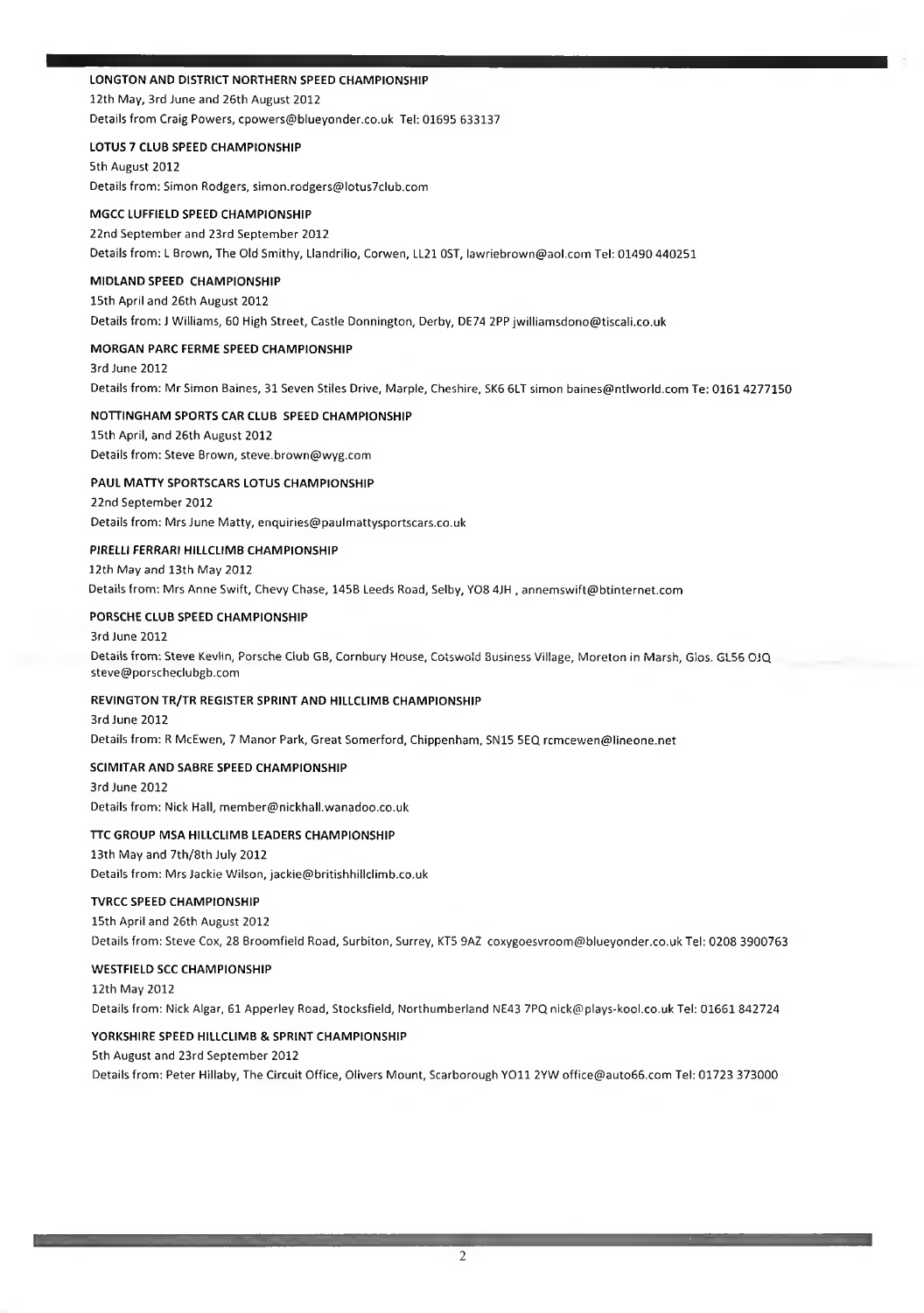### LONGTON AND DISTRICT NORTHERN SPEED CHAMPIONSHIP

12th May, 3rd June and 26th August 2012

Details from Craig Powers, cpowers@blueyonder.co.uk Tel: 01695 633137

### LOTUS 7 CLUB SPEED CHAMPIONSHIP

5th August 2012

Details from: Simon Rodgers, simon.rodgers@lotus7club.com

### MGCC LUFFIELD SPEED CHAMPIONSHIP

22nd September and 23rd September 2012

Details from: L Brown, The Old Smithy, Llandrilio, Corwen, LL21 0ST, lawriebrown@aol.com Tel: 01490 440251

### MIDLAND SPEED CHAMPIONSHIP

15th April and 26th August 2012

Details from: J Williams, 60 High Street, Castle Donnington, Derby, DE74 2PP jwilliamsdono@tiscali.co.uk

### MORGAN PARC FERME SPEED CHAMPIONSHIP

3rd June 2012

Details from: Mr Simon Baines, 31 Seven Stiles Drive, Marple, Cheshire, SK6 6LT simon baines@ntlworld.com Te: 0161 4277150

### NOTTINGHAM SPORTS CAR CLUB SPEED CHAMPIONSHIP

15th April, and 26th August 2012

Details from: Steve Brown, steve.brown@wyg.com

### PAUL MATTY SPORTSCARS LOTUS CHAMPIONSHIP

22nd September 2012

Details from: Mrs June Matty, enquiries@paulmattysportscars.co.uk

### PIRELLI FERRARI HILLCLIMB CHAMPIONSHIP

12th May and 13th May 2012

Details from: Mrs Anne Swift, Chevy Chase, 145B Leeds Road, Selby, YO8 4JH , annemswift@btinternet.com

### PORSCHE CLUB SPEED CHAMPIONSHIP

3rd June 2012

Details from: Steve Kevlin, Porsche Club GB, Cornbury House, Cotswold Business Village, Moreton in Marsh, Glos. GL56 0JQ steve@porscheclubgb.com

### REVINGTON TR/TR REGISTER SPRINT AND HILLCLIMB CHAMPIONSHIP

3rd June 2012

Details from: R McEwen, 7 Manor Park, Great Somerford, Chippenham, SN15 5EQ rcmcewen@lineone.net

### SCIMITAR AND SABRE SPEED CHAMPIONSHIP

3rd June 2012

Details from: Nick Hall, member@nickhall.wanadoo.co.uk

### TTC GROUP MSA HILLCLIMB LEADERS CHAMPIONSHIP

13th May and 7th/8th July 2012

Details from: Mrs Jackie Wilson, jackie@britishhillclimb.co.uk

### TVRCC SPEED CHAMPIONSHIP

15th April and 26th August 2012

Details from: Steve Cox, 28 Broomfield Road, Surbiton, Surrey, KT5 9AZ coxygoesvroom@blueyonder.co.uk Tel: 0208 3900763

### WESTFIELD SCC CHAMPIONSHIP

12th May 2012

Details from: Nick Algar, 61 Apperley Road, Stocksfield, Northumberland NE43 7PQ nick@plays-kool.co.uk Tel: 01661 842724

### YORKSHIRE SPEED HILLCLIMB & SPRINT CHAMPIONSHIP

5th August and 23rd September 2012

Details from: Peter Hillaby, The Circuit Office, Olivers Mount, Scarborough YO11 2YW office@auto66.com Tel: 01723 373000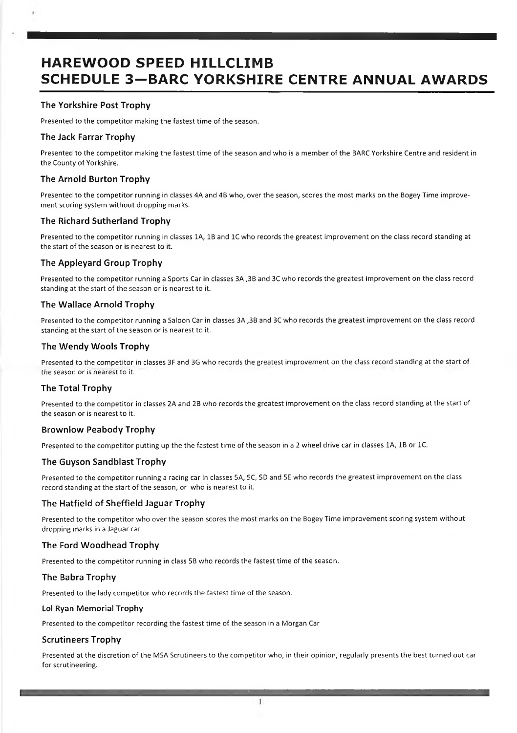# HAREWOOD SPEED HILLCLIMB
# SCHEDULE 3—BARC YORKSHIRE CENTRE ANNUAL AWARDS

### The Yorkshire Post Trophy

Presented to the competitor making the fastest time of the season.

### The Jack Farrar Trophy

Presented to the competitor making the fastest time of the season and who is a member of the BARC Yorkshire Centre and resident in the County of Yorkshire.

### The Arnold Burton Trophy

Presented to the competitor running in classes 4A and 4B who, over the season, scores the most marks on the Bogey Time improvement scoring system without dropping marks.

### The Richard Sutherland Trophy

Presented to the competitor running in classes 1A, 1B and 1C who records the greatest improvement on the class record standing at the start of the season or is nearest to it.

### The Appleyard Group Trophy

Presented to the competitor running a Sports Car in classes 3A ,3B and 3C who records the greatest improvement on the class record standing at the start of the season or is nearest to it.

### The Wallace Arnold Trophy

Presented to the competitor running a Saloon Car in classes 3A ,3B and 3C who records the greatest improvement on the class record standing at the start of the season or is nearest to it.

### The Wendy Wools Trophy

Presented to the competitor in classes 3F and 3G who records the greatest improvement on the class record standing at the start of the season or is nearest to it.

### The Total Trophy

Presented to the competitor in classes 2A and 2B who records the greatest improvement on the class record standing at the start of the season or is nearest to it.

### Brownlow Peabody Trophy

Presented to the competitor putting up the the fastest time of the season in a 2 wheel drive car in classes 1A, 1B or 1C.

### The Guyson Sandblast Trophy

Presented to the competitor running a racing car in classes 5A, 5C, 5D and 5E who records the greatest improvement on the class record standing at the start of the season, or who is nearest to it.

### The Hatfield of Sheffield Jaguar Trophy

Presented to the competitor who over the season scores the most marks on the Bogey Time improvement scoring system without dropping marks in a Jaguar car.

### The Ford Woodhead Trophy

Presented to the competitor running in class 5B who records the fastest time of the season.

### The Babra Trophy

Presented to the lady competitor who records the fastest time of the season.

### Lol Ryan Memorial Trophy

Presented to the competitor recording the fastest time of the season in a Morgan Car

### Scrutineers Trophy

Presented at the discretion of the MSA Scrutineers to the competitor who, in their opinion, regularly presents the best turned out car for scrutineering.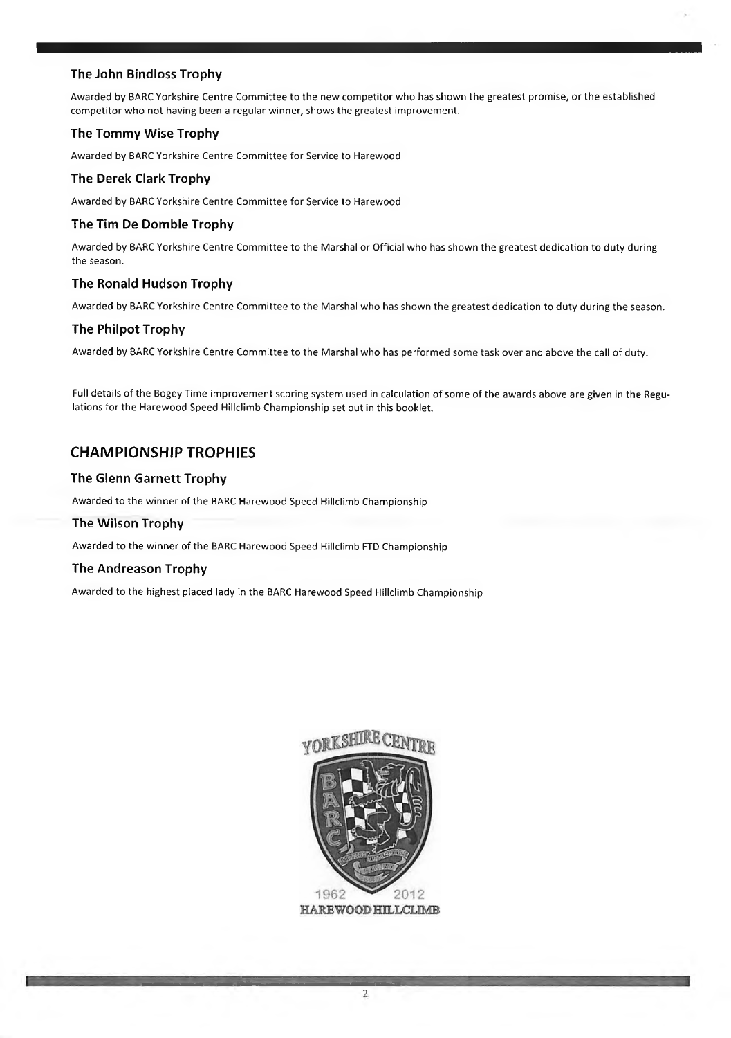### The John Bindloss Trophy

Awarded by BARC Yorkshire Centre Committee to the new competitor who has shown the greatest promise, or the established competitor who not having been a regular winner, shows the greatest improvement.

### The Tommy Wise Trophy

Awarded by BARC Yorkshire Centre Committee for Service to Harewood

### The Derek Clark Trophy

Awarded by BARC Yorkshire Centre Committee for Service to Harewood

### The Tim De Domble Trophy

Awarded by BARC Yorkshire Centre Committee to the Marshal or Official who has shown the greatest dedication to duty during the season.

### The Ronald Hudson Trophy

Awarded by BARC Yorkshire Centre Committee to the Marshal who has shown the greatest dedication to duty during the season.

### The Philpot Trophy

Awarded by BARC Yorkshire Centre Committee to the Marshal who has performed some task over and above the call of duty.

Full details of the Bogey Time improvement scoring system used in calculation of some of the awards above are given in the Regulations for the Harewood Speed Hillclimb Championship set out in this booklet.

## CHAMPIONSHIP TROPHIES

### The Glenn Garnett Trophy

Awarded to the winner of the BARC Harewood Speed Hillclimb Championship

### The Wilson Trophy

Awarded to the winner of the BARC Harewood Speed Hillclimb FTD Championship

### The Andreason Trophy

Awarded to the highest placed lady in the BARC Harewood Speed Hillclimb Championship

YORKSHIRE CENTRE

1962 2012

HAREWOOD HILLCLIMB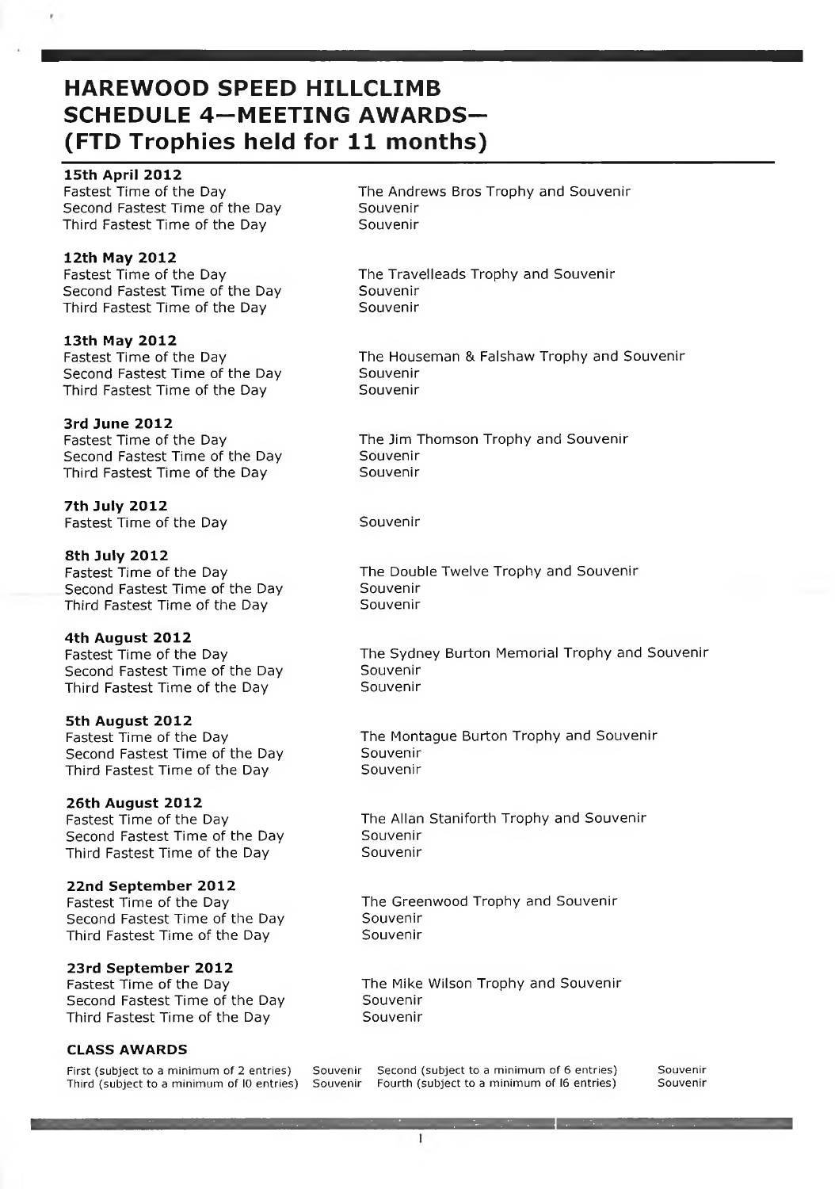# HAREWOOD SPEED HILLCLIMB SCHEDULE 4—MEETING AWARDS— (FTD Trophies held for 11 months)

**15th April 2012**

| | |
|---|---|
| Fastest Time of the Day | The Andrews Bros Trophy and Souvenir |
| Second Fastest Time of the Day | Souvenir |
| Third Fastest Time of the Day | Souvenir |

**12th May 2012**

| | |
|---|---|
| Fastest Time of the Day | The Travelleads Trophy and Souvenir |
| Second Fastest Time of the Day | Souvenir |
| Third Fastest Time of the Day | Souvenir |

**13th May 2012**

| | |
|---|---|
| Fastest Time of the Day | The Houseman & Falshaw Trophy and Souvenir |
| Second Fastest Time of the Day | Souvenir |
| Third Fastest Time of the Day | Souvenir |

**3rd June 2012**

| | |
|---|---|
| Fastest Time of the Day | The Jim Thomson Trophy and Souvenir |
| Second Fastest Time of the Day | Souvenir |
| Third Fastest Time of the Day | Souvenir |

**7th July 2012**

| | |
|---|---|
| Fastest Time of the Day | Souvenir |

**8th July 2012**

| | |
|---|---|
| Fastest Time of the Day | The Double Twelve Trophy and Souvenir |
| Second Fastest Time of the Day | Souvenir |
| Third Fastest Time of the Day | Souvenir |

**4th August 2012**

| | |
|---|---|
| Fastest Time of the Day | The Sydney Burton Memorial Trophy and Souvenir |
| Second Fastest Time of the Day | Souvenir |
| Third Fastest Time of the Day | Souvenir |

**5th August 2012**

| | |
|---|---|
| Fastest Time of the Day | The Montague Burton Trophy and Souvenir |
| Second Fastest Time of the Day | Souvenir |
| Third Fastest Time of the Day | Souvenir |

**26th August 2012**

| | |
|---|---|
| Fastest Time of the Day | The Allan Staniforth Trophy and Souvenir |
| Second Fastest Time of the Day | Souvenir |
| Third Fastest Time of the Day | Souvenir |

**22nd September 2012**

| | |
|---|---|
| Fastest Time of the Day | The Greenwood Trophy and Souvenir |
| Second Fastest Time of the Day | Souvenir |
| Third Fastest Time of the Day | Souvenir |

**23rd September 2012**

| | |
|---|---|
| Fastest Time of the Day | The Mike Wilson Trophy and Souvenir |
| Second Fastest Time of the Day | Souvenir |
| Third Fastest Time of the Day | Souvenir |

**CLASS AWARDS**

| | | | |
|---|---|---|---|
| First (subject to a minimum of 2 entries) | Souvenir | Second (subject to a minimum of 6 entries) | Souvenir |
| Third (subject to a minimum of 10 entries) | Souvenir | Fourth (subject to a minimum of 16 entries) | Souvenir |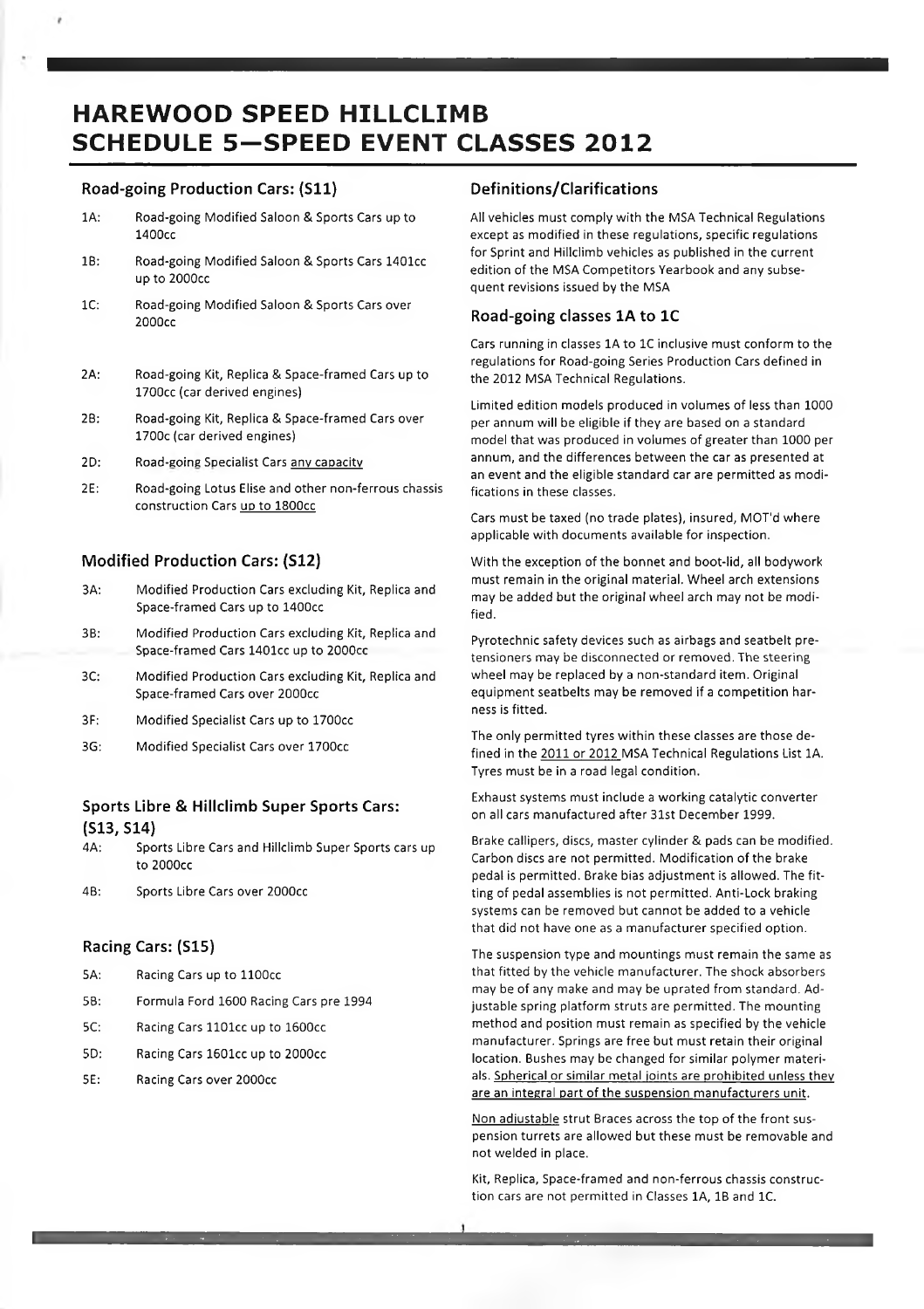# HAREWOOD SPEED HILLCLIMB
# SCHEDULE 5—SPEED EVENT CLASSES 2012

### Road-going Production Cars: (S11)

- 1A: Road-going Modified Saloon & Sports Cars up to 1400cc
- 1B: Road-going Modified Saloon & Sports Cars 1401cc up to 2000cc
- 1C: Road-going Modified Saloon & Sports Cars over 2000cc

- 2A: Road-going Kit, Replica & Space-framed Cars up to 1700cc (car derived engines)
- 2B: Road-going Kit, Replica & Space-framed Cars over 1700c (car derived engines)
- 2D: Road-going Specialist Cars any capacity
- 2E: Road-going Lotus Elise and other non-ferrous chassis construction Cars up to 1800cc

### Modified Production Cars: (S12)

- 3A: Modified Production Cars excluding Kit, Replica and Space-framed Cars up to 1400cc
- 3B: Modified Production Cars excluding Kit, Replica and Space-framed Cars 1401cc up to 2000cc
- 3C: Modified Production Cars excluding Kit, Replica and Space-framed Cars over 2000cc
- 3F: Modified Specialist Cars up to 1700cc
- 3G: Modified Specialist Cars over 1700cc

### Sports Libre & Hillclimb Super Sports Cars: (S13, S14)

- 4A: Sports Libre Cars and Hillclimb Super Sports cars up to 2000cc
- 4B: Sports Libre Cars over 2000cc

### Racing Cars: (S15)

- 5A: Racing Cars up to 1100cc
- 5B: Formula Ford 1600 Racing Cars pre 1994
- 5C: Racing Cars 1101cc up to 1600cc
- 5D: Racing Cars 1601cc up to 2000cc
- 5E: Racing Cars over 2000cc

### Definitions/Clarifications

All vehicles must comply with the MSA Technical Regulations except as modified in these regulations, specific regulations for Sprint and Hillclimb vehicles as published in the current edition of the MSA Competitors Yearbook and any subsequent revisions issued by the MSA

### Road-going classes 1A to 1C

Cars running in classes 1A to 1C inclusive must conform to the regulations for Road-going Series Production Cars defined in the 2012 MSA Technical Regulations.

Limited edition models produced in volumes of less than 1000 per annum will be eligible if they are based on a standard model that was produced in volumes of greater than 1000 per annum, and the differences between the car as presented at an event and the eligible standard car are permitted as modifications in these classes.

Cars must be taxed (no trade plates), insured, MOT'd where applicable with documents available for inspection.

With the exception of the bonnet and boot-lid, all bodywork must remain in the original material. Wheel arch extensions may be added but the original wheel arch may not be modified.

Pyrotechnic safety devices such as airbags and seatbelt pretensioners may be disconnected or removed. The steering wheel may be replaced by a non-standard item. Original equipment seatbelts may be removed if a competition harness is fitted.

The only permitted tyres within these classes are those defined in the 2011 or 2012 MSA Technical Regulations List 1A. Tyres must be in a road legal condition.

Exhaust systems must include a working catalytic converter on all cars manufactured after 31st December 1999.

Brake callipers, discs, master cylinder & pads can be modified. Carbon discs are not permitted. Modification of the brake pedal is permitted. Brake bias adjustment is allowed. The fitting of pedal assemblies is not permitted. Anti-Lock braking systems can be removed but cannot be added to a vehicle that did not have one as a manufacturer specified option.

The suspension type and mountings must remain the same as that fitted by the vehicle manufacturer. The shock absorbers may be of any make and may be uprated from standard. Adjustable spring platform struts are permitted. The mounting method and position must remain as specified by the vehicle manufacturer. Springs are free but must retain their original location. Bushes may be changed for similar polymer materials. Spherical or similar metal joints are prohibited unless they are an integral part of the suspension manufacturers unit.

Non adjustable strut Braces across the top of the front suspension turrets are allowed but these must be removable and not welded in place.

Kit, Replica, Space-framed and non-ferrous chassis construction cars are not permitted in Classes 1A, 1B and 1C.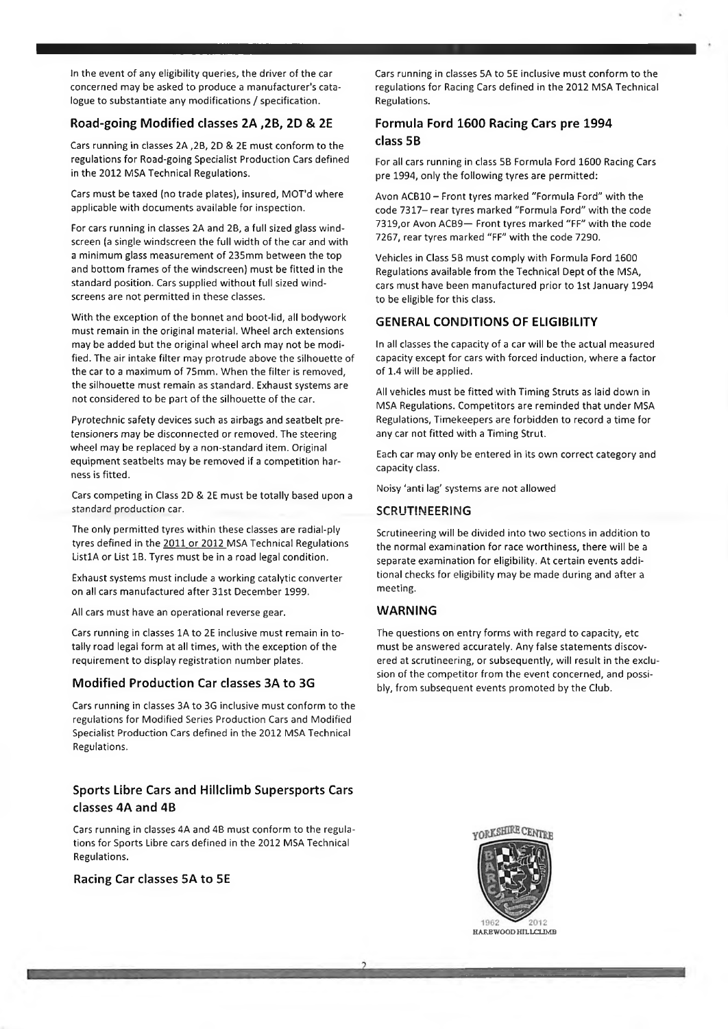In the event of any eligibility queries, the driver of the car concerned may be asked to produce a manufacturer's catalogue to substantiate any modifications / specification.

## Road-going Modified classes 2A ,2B, 2D & 2E

Cars running in classes 2A ,2B, 2D & 2E must conform to the regulations for Road-going Specialist Production Cars defined in the 2012 MSA Technical Regulations.

Cars must be taxed (no trade plates), insured, MOT'd where applicable with documents available for inspection.

For cars running in classes 2A and 2B, a full sized glass windscreen (a single windscreen the full width of the car and with a minimum glass measurement of 235mm between the top and bottom frames of the windscreen) must be fitted in the standard position. Cars supplied without full sized windscreens are not permitted in these classes.

With the exception of the bonnet and boot-lid, all bodywork must remain in the original material. Wheel arch extensions may be added but the original wheel arch may not be modified. The air intake filter may protrude above the silhouette of the car to a maximum of 75mm. When the filter is removed, the silhouette must remain as standard. Exhaust systems are not considered to be part of the silhouette of the car.

Pyrotechnic safety devices such as airbags and seatbelt pretensioners may be disconnected or removed. The steering wheel may be replaced by a non-standard item. Original equipment seatbelts may be removed if a competition harness is fitted.

Cars competing in Class 2D & 2E must be totally based upon a standard production car.

The only permitted tyres within these classes are radial-ply tyres defined in the 2011 or 2012 MSA Technical Regulations List1A or List 1B. Tyres must be in a road legal condition.

Exhaust systems must include a working catalytic converter on all cars manufactured after 31st December 1999.

All cars must have an operational reverse gear.

Cars running in classes 1A to 2E inclusive must remain in totally road legal form at all times, with the exception of the requirement to display registration number plates.

## Modified Production Car classes 3A to 3G

Cars running in classes 3A to 3G inclusive must conform to the regulations for Modified Series Production Cars and Modified Specialist Production Cars defined in the 2012 MSA Technical Regulations.

## Sports Libre Cars and Hillclimb Supersports Cars classes 4A and 4B

Cars running in classes 4A and 4B must conform to the regulations for Sports Libre cars defined in the 2012 MSA Technical Regulations.

## Racing Car classes 5A to 5E

Cars running in classes 5A to 5E inclusive must conform to the regulations for Racing Cars defined in the 2012 MSA Technical Regulations.

## Formula Ford 1600 Racing Cars pre 1994 class 5B

For all cars running in class 5B Formula Ford 1600 Racing Cars pre 1994, only the following tyres are permitted:

Avon ACB10 – Front tyres marked "Formula Ford" with the code 7317– rear tyres marked "Formula Ford" with the code 7319,or Avon ACB9— Front tyres marked "FF" with the code 7267, rear tyres marked "FF" with the code 7290.

Vehicles in Class 5B must comply with Formula Ford 1600 Regulations available from the Technical Dept of the MSA, cars must have been manufactured prior to 1st January 1994 to be eligible for this class.

## GENERAL CONDITIONS OF ELIGIBILITY

In all classes the capacity of a car will be the actual measured capacity except for cars with forced induction, where a factor of 1.4 will be applied.

All vehicles must be fitted with Timing Struts as laid down in MSA Regulations. Competitors are reminded that under MSA Regulations, Timekeepers are forbidden to record a time for any car not fitted with a Timing Strut.

Each car may only be entered in its own correct category and capacity class.

Noisy 'anti lag' systems are not allowed

## SCRUTINEERING

Scrutineering will be divided into two sections in addition to the normal examination for race worthiness, there will be a separate examination for eligibility. At certain events additional checks for eligibility may be made during and after a meeting.

## WARNING

The questions on entry forms with regard to capacity, etc must be answered accurately. Any false statements discovered at scrutineering, or subsequently, will result in the exclusion of the competitor from the event concerned, and possibly, from subsequent events promoted by the Club.

YORKSHIRE CENTRE

1962 2012
HAREWOOD HILLCLIMB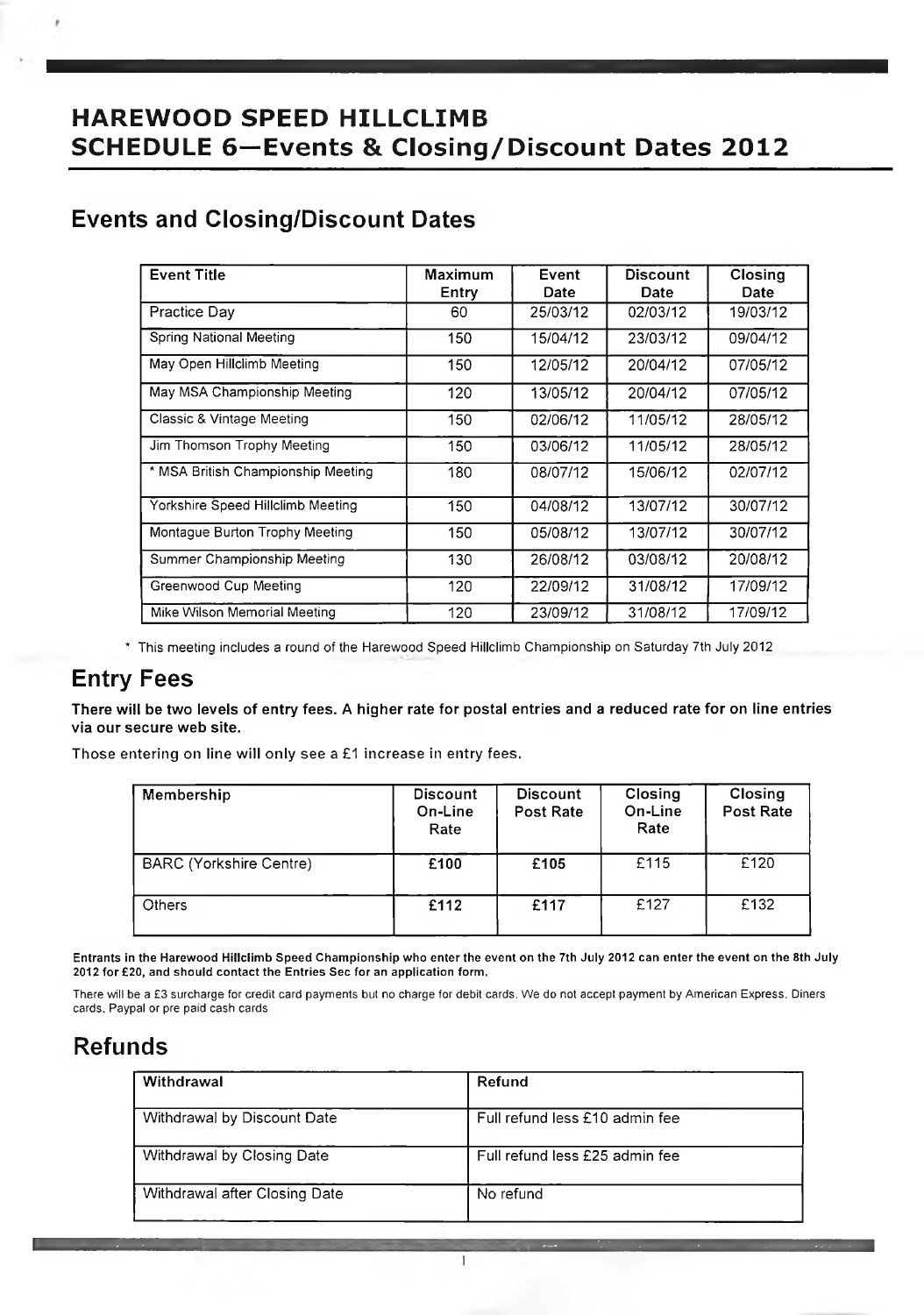# HAREWOOD SPEED HILLCLIMB
# SCHEDULE 6—Events & Closing/Discount Dates 2012

## Events and Closing/Discount Dates

| Event Title | Maximum Entry | Event Date | Discount Date | Closing Date |
|---|---|---|---|---|
| Practice Day | 60 | 25/03/12 | 02/03/12 | 19/03/12 |
| Spring National Meeting | 150 | 15/04/12 | 23/03/12 | 09/04/12 |
| May Open Hillclimb Meeting | 150 | 12/05/12 | 20/04/12 | 07/05/12 |
| May MSA Championship Meeting | 120 | 13/05/12 | 20/04/12 | 07/05/12 |
| Classic & Vintage Meeting | 150 | 02/06/12 | 11/05/12 | 28/05/12 |
| Jim Thomson Trophy Meeting | 150 | 03/06/12 | 11/05/12 | 28/05/12 |
| * MSA British Championship Meeting | 180 | 08/07/12 | 15/06/12 | 02/07/12 |
| Yorkshire Speed Hillclimb Meeting | 150 | 04/08/12 | 13/07/12 | 30/07/12 |
| Montague Burton Trophy Meeting | 150 | 05/08/12 | 13/07/12 | 30/07/12 |
| Summer Championship Meeting | 130 | 26/08/12 | 03/08/12 | 20/08/12 |
| Greenwood Cup Meeting | 120 | 22/09/12 | 31/08/12 | 17/09/12 |
| Mike Wilson Memorial Meeting | 120 | 23/09/12 | 31/08/12 | 17/09/12 |

* This meeting includes a round of the Harewood Speed Hillclimb Championship on Saturday 7th July 2012

## Entry Fees

**There will be two levels of entry fees. A higher rate for postal entries and a reduced rate for on line entries via our secure web site.**

Those entering on line will only see a £1 increase in entry fees.

| Membership | Discount On-Line Rate | Discount Post Rate | Closing On-Line Rate | Closing Post Rate |
|---|---|---|---|---|
| BARC (Yorkshire Centre) | **£100** | **£105** | £115 | £120 |
| Others | **£112** | **£117** | £127 | £132 |

**Entrants in the Harewood Hillclimb Speed Championship who enter the event on the 7th July 2012 can enter the event on the 8th July 2012 for £20, and should contact the Entries Sec for an application form.**

There will be a £3 surcharge for credit card payments but no charge for debit cards. We do not accept payment by American Express, Diners cards, Paypal or pre paid cash cards

## Refunds

| Withdrawal | Refund |
|---|---|
| Withdrawal by Discount Date | Full refund less £10 admin fee |
| Withdrawal by Closing Date | Full refund less £25 admin fee |
| Withdrawal after Closing Date | No refund |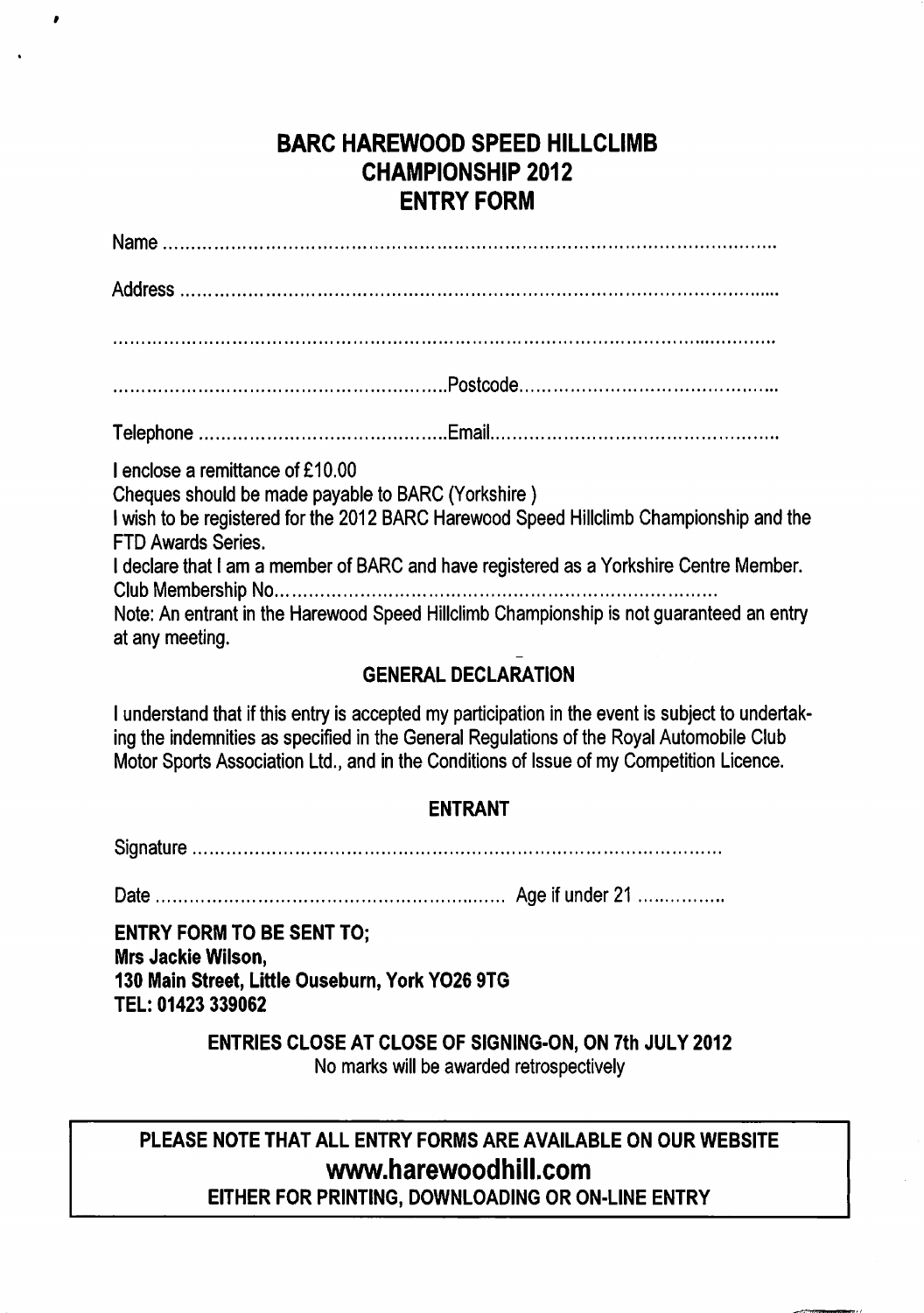# BARC HAREWOOD SPEED HILLCLIMB CHAMPIONSHIP 2012 ENTRY FORM

Name ..........................................................................................................

Address ......................................................................................................

..................................................................................................................

..........................................................Postcode...............................................

Telephone ..........................................Email..................................................

I enclose a remittance of £10.00

Cheques should be made payable to BARC (Yorkshire )

I wish to be registered for the 2012 BARC Harewood Speed Hillclimb Championship and the FTD Awards Series.

I declare that I am a member of BARC and have registered as a Yorkshire Centre Member.

Club Membership No............................................................................

Note: An entrant in the Harewood Speed Hillclimb Championship is not guaranteed an entry at any meeting.

### GENERAL DECLARATION

I understand that if this entry is accepted my participation in the event is subject to undertaking the indemnities as specified in the General Regulations of the Royal Automobile Club Motor Sports Association Ltd., and in the Conditions of Issue of my Competition Licence.

### ENTRANT

Signature ....................................................................................................

Date ........................................................... Age if under 21 ................

**ENTRY FORM TO BE SENT TO;**
**Mrs Jackie Wilson,**
**130 Main Street, Little Ouseburn, York YO26 9TG**
**TEL: 01423 339062**

**ENTRIES CLOSE AT CLOSE OF SIGNING-ON, ON 7th JULY 2012**

No marks will be awarded retrospectively

**PLEASE NOTE THAT ALL ENTRY FORMS ARE AVAILABLE ON OUR WEBSITE**

**www.harewoodhill.com**

**EITHER FOR PRINTING, DOWNLOADING OR ON-LINE ENTRY**